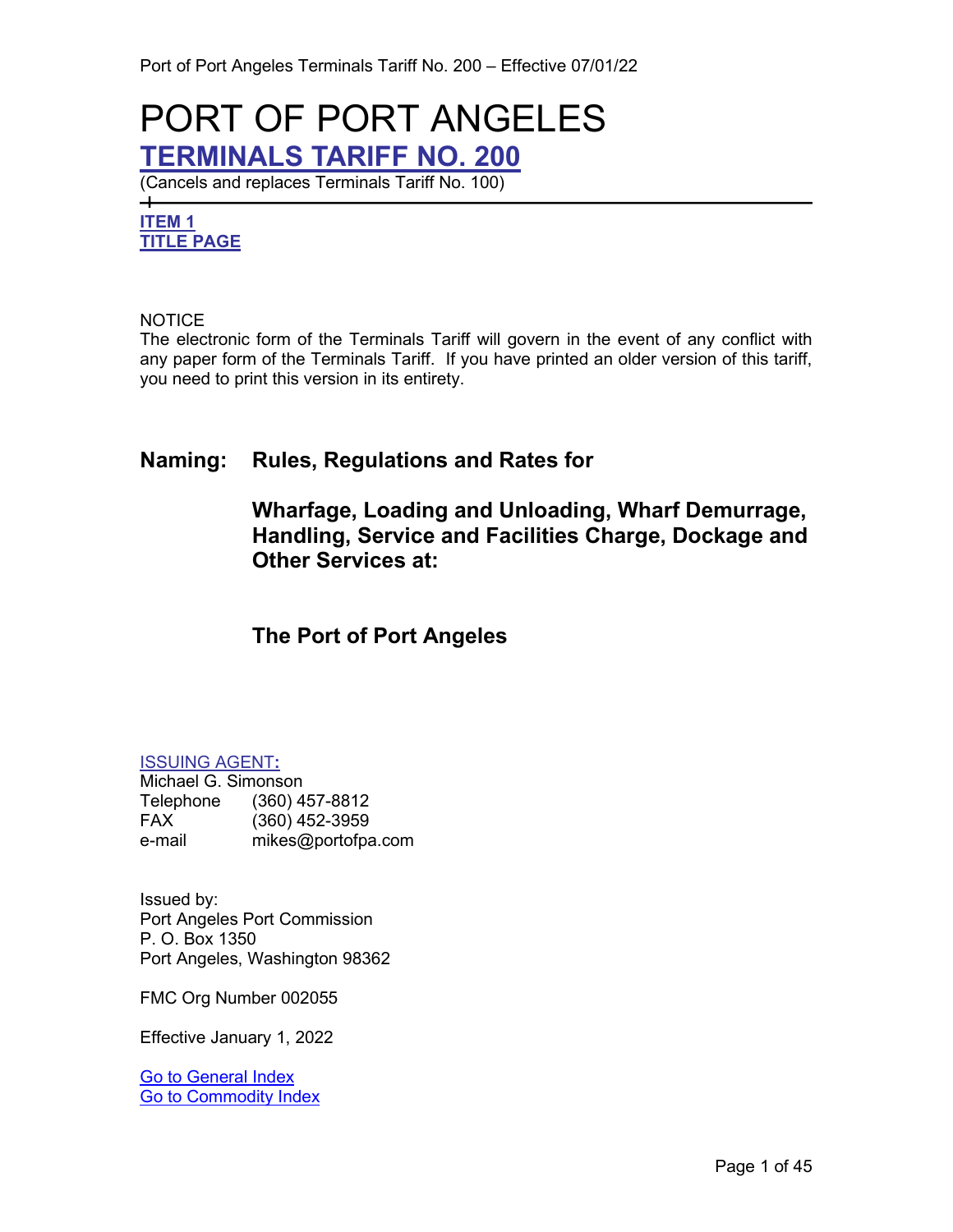# PORT OF PORT ANGELES

## TERMINALS TARIFF NO. 200

(Cancels and replaces Terminals Tariff No. 100)

**ITEM 1**
**TITLE PAGE**

NOTICE
The electronic form of the Terminals Tariff will govern in the event of any conflict with any paper form of the Terminals Tariff. If you have printed an older version of this tariff, you need to print this version in its entirety.

**Naming: Rules, Regulations and Rates for**

**Wharfage, Loading and Unloading, Wharf Demurrage, Handling, Service and Facilities Charge, Dockage and Other Services at:**

**The Port of Port Angeles**

ISSUING AGENT:
Michael G. Simonson
Telephone (360) 457-8812
FAX (360) 452-3959
e-mail mikes@portofpa.com

Issued by:
Port Angeles Port Commission
P. O. Box 1350
Port Angeles, Washington 98362

FMC Org Number 002055

Effective January 1, 2022

Go to General Index
Go to Commodity Index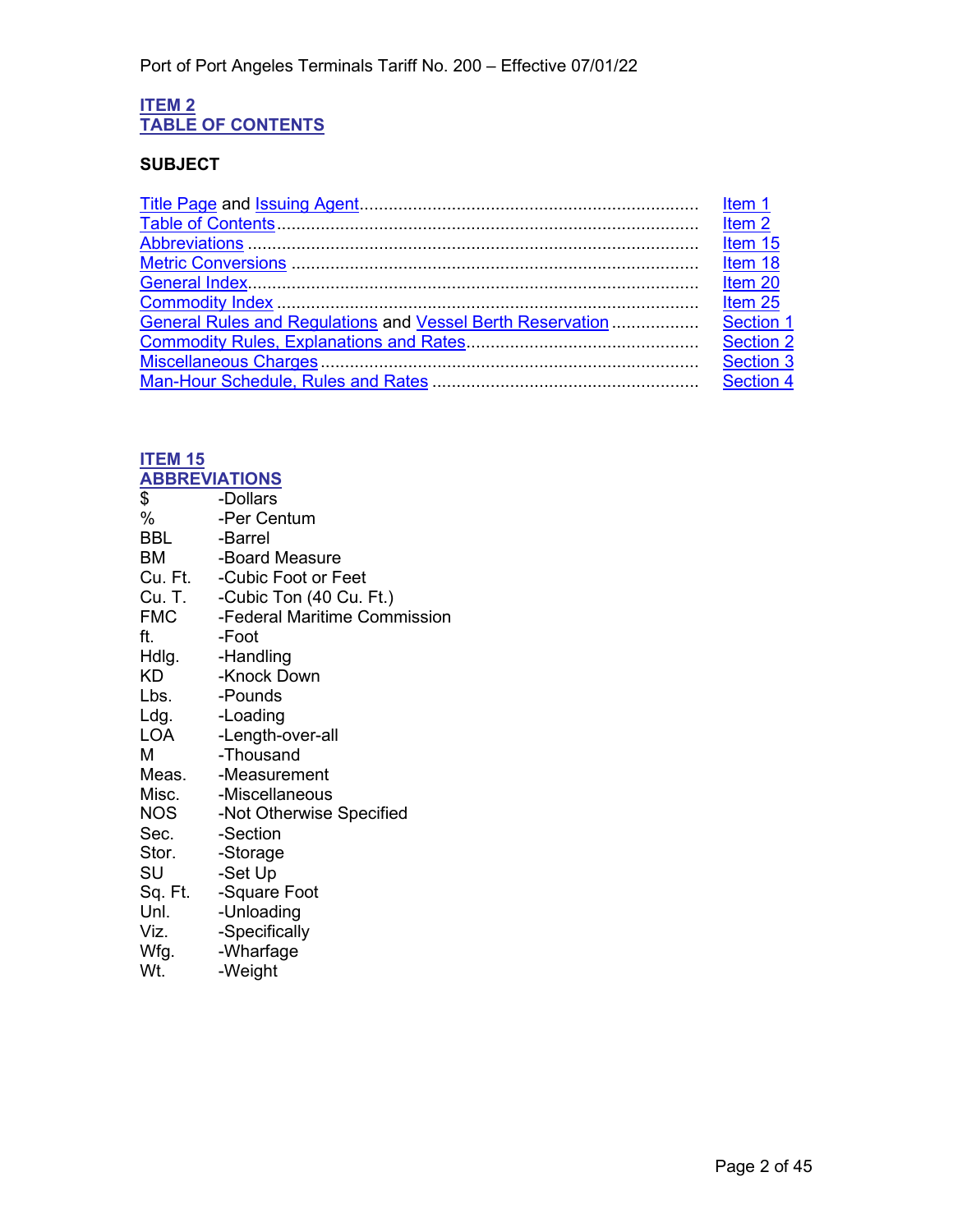## ITEM 2
## TABLE OF CONTENTS

**SUBJECT**

| | |
|---|---|
| Title Page and Issuing Agent | Item 1 |
| Table of Contents | Item 2 |
| Abbreviations | Item 15 |
| Metric Conversions | Item 18 |
| General Index | Item 20 |
| Commodity Index | Item 25 |
| General Rules and Regulations and Vessel Berth Reservation | Section 1 |
| Commodity Rules, Explanations and Rates | Section 2 |
| Miscellaneous Charges | Section 3 |
| Man-Hour Schedule, Rules and Rates | Section 4 |

## ITEM 15
## ABBREVIATIONS

| | |
|---|---|
| $ | -Dollars |
| % | -Per Centum |
| BBL | -Barrel |
| BM | -Board Measure |
| Cu. Ft. | -Cubic Foot or Feet |
| Cu. T. | -Cubic Ton (40 Cu. Ft.) |
| FMC | -Federal Maritime Commission |
| ft. | -Foot |
| Hdlg. | -Handling |
| KD | -Knock Down |
| Lbs. | -Pounds |
| Ldg. | -Loading |
| LOA | -Length-over-all |
| M | -Thousand |
| Meas. | -Measurement |
| Misc. | -Miscellaneous |
| NOS | -Not Otherwise Specified |
| Sec. | -Section |
| Stor. | -Storage |
| SU | -Set Up |
| Sq. Ft. | -Square Foot |
| Unl. | -Unloading |
| Viz. | -Specifically |
| Wfg. | -Wharfage |
| Wt. | -Weight |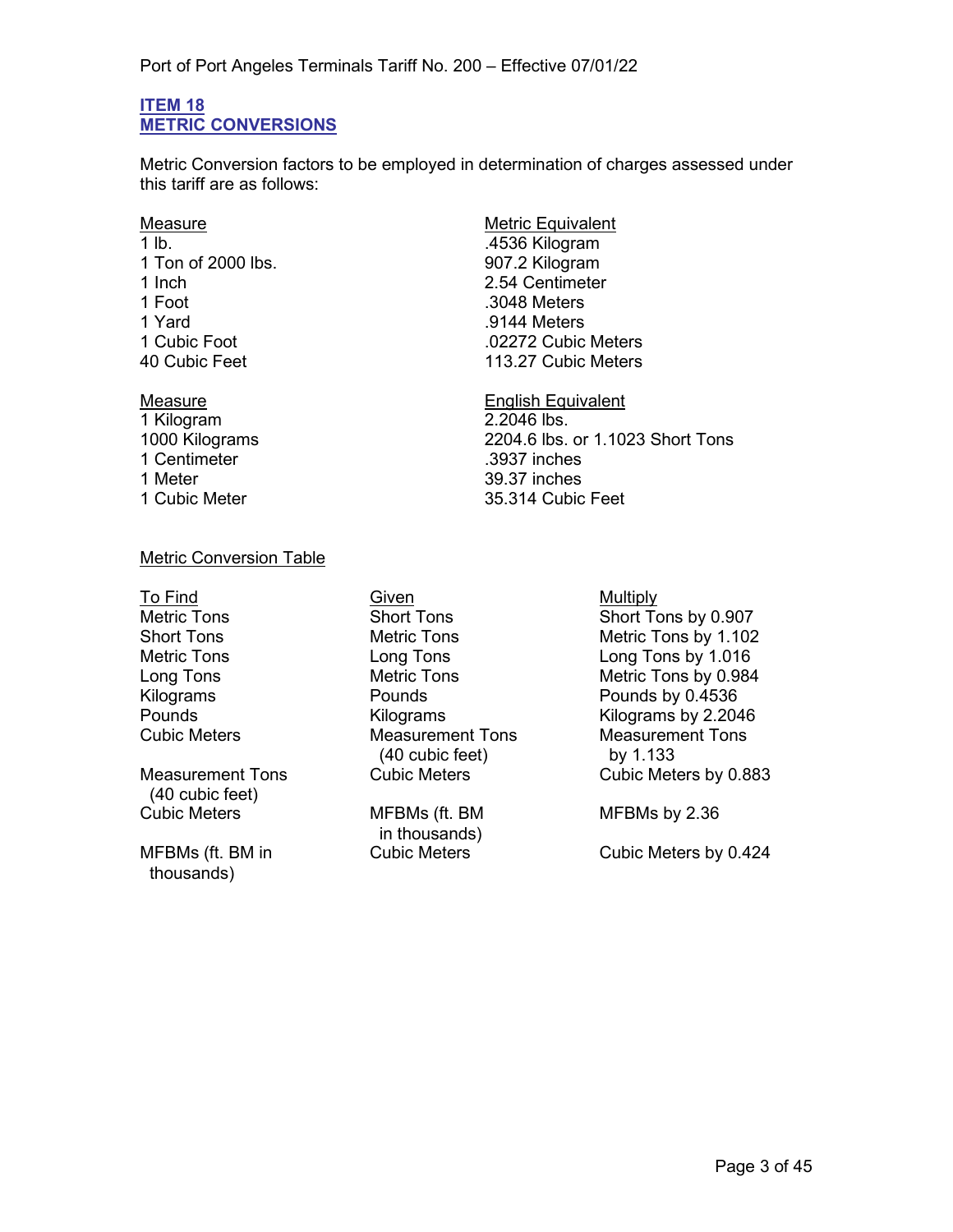## ITEM 18
## METRIC CONVERSIONS

Metric Conversion factors to be employed in determination of charges assessed under this tariff are as follows:

| Measure | Metric Equivalent |
|---|---|
| 1 lb. | .4536 Kilogram |
| 1 Ton of 2000 lbs. | 907.2 Kilogram |
| 1 Inch | 2.54 Centimeter |
| 1 Foot | .3048 Meters |
| 1 Yard | .9144 Meters |
| 1 Cubic Foot | .02272 Cubic Meters |
| 40 Cubic Feet | 113.27 Cubic Meters |

| Measure | English Equivalent |
|---|---|
| 1 Kilogram | 2.2046 lbs. |
| 1000 Kilograms | 2204.6 lbs. or 1.1023 Short Tons |
| 1 Centimeter | .3937 inches |
| 1 Meter | 39.37 inches |
| 1 Cubic Meter | 35.314 Cubic Feet |

Metric Conversion Table

| To Find | Given | Multiply |
|---|---|---|
| Metric Tons | Short Tons | Short Tons by 0.907 |
| Short Tons | Metric Tons | Metric Tons by 1.102 |
| Metric Tons | Long Tons | Long Tons by 1.016 |
| Long Tons | Metric Tons | Metric Tons by 0.984 |
| Kilograms | Pounds | Pounds by 0.4536 |
| Pounds | Kilograms | Kilograms by 2.2046 |
| Cubic Meters | Measurement Tons (40 cubic feet) | Measurement Tons by 1.133 |
| Measurement Tons (40 cubic feet) | Cubic Meters | Cubic Meters by 0.883 |
| Cubic Meters | MFBMs (ft. BM in thousands) | MFBMs by 2.36 |
| MFBMs (ft. BM in thousands) | Cubic Meters | Cubic Meters by 0.424 |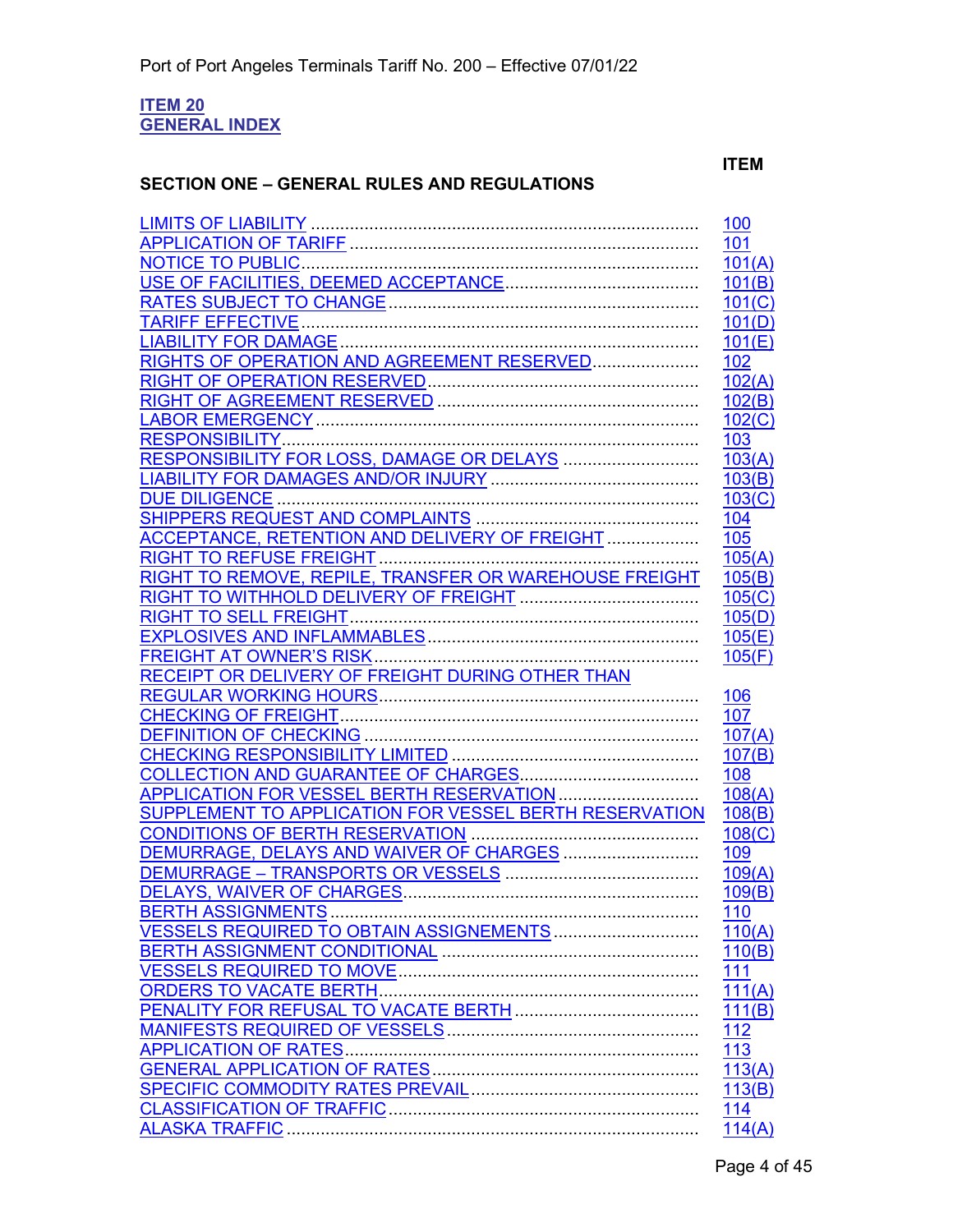## ITEM 20
## GENERAL INDEX

| SECTION ONE – GENERAL RULES AND REGULATIONS | ITEM |
|---|---|
| LIMITS OF LIABILITY | 100 |
| APPLICATION OF TARIFF | 101 |
| NOTICE TO PUBLIC | 101(A) |
| USE OF FACILITIES, DEEMED ACCEPTANCE | 101(B) |
| RATES SUBJECT TO CHANGE | 101(C) |
| TARIFF EFFECTIVE | 101(D) |
| LIABILITY FOR DAMAGE | 101(E) |
| RIGHTS OF OPERATION AND AGREEMENT RESERVED | 102 |
| RIGHT OF OPERATION RESERVED | 102(A) |
| RIGHT OF AGREEMENT RESERVED | 102(B) |
| LABOR EMERGENCY | 102(C) |
| RESPONSIBILITY | 103 |
| RESPONSIBILITY FOR LOSS, DAMAGE OR DELAYS | 103(A) |
| LIABILITY FOR DAMAGES AND/OR INJURY | 103(B) |
| DUE DILIGENCE | 103(C) |
| SHIPPERS REQUEST AND COMPLAINTS | 104 |
| ACCEPTANCE, RETENTION AND DELIVERY OF FREIGHT | 105 |
| RIGHT TO REFUSE FREIGHT | 105(A) |
| RIGHT TO REMOVE, REPILE, TRANSFER OR WAREHOUSE FREIGHT | 105(B) |
| RIGHT TO WITHHOLD DELIVERY OF FREIGHT | 105(C) |
| RIGHT TO SELL FREIGHT | 105(D) |
| EXPLOSIVES AND INFLAMMABLES | 105(E) |
| FREIGHT AT OWNER'S RISK | 105(F) |
| RECEIPT OR DELIVERY OF FREIGHT DURING OTHER THAN REGULAR WORKING HOURS | 106 |
| CHECKING OF FREIGHT | 107 |
| DEFINITION OF CHECKING | 107(A) |
| CHECKING RESPONSIBILITY LIMITED | 107(B) |
| COLLECTION AND GUARANTEE OF CHARGES | 108 |
| APPLICATION FOR VESSEL BERTH RESERVATION | 108(A) |
| SUPPLEMENT TO APPLICATION FOR VESSEL BERTH RESERVATION | 108(B) |
| CONDITIONS OF BERTH RESERVATION | 108(C) |
| DEMURRAGE, DELAYS AND WAIVER OF CHARGES | 109 |
| DEMURRAGE – TRANSPORTS OR VESSELS | 109(A) |
| DELAYS, WAIVER OF CHARGES | 109(B) |
| BERTH ASSIGNMENTS | 110 |
| VESSELS REQUIRED TO OBTAIN ASSIGNEMENTS | 110(A) |
| BERTH ASSIGNMENT CONDITIONAL | 110(B) |
| VESSELS REQUIRED TO MOVE | 111 |
| ORDERS TO VACATE BERTH | 111(A) |
| PENALITY FOR REFUSAL TO VACATE BERTH | 111(B) |
| MANIFESTS REQUIRED OF VESSELS | 112 |
| APPLICATION OF RATES | 113 |
| GENERAL APPLICATION OF RATES | 113(A) |
| SPECIFIC COMMODITY RATES PREVAIL | 113(B) |
| CLASSIFICATION OF TRAFFIC | 114 |
| ALASKA TRAFFIC | 114(A) |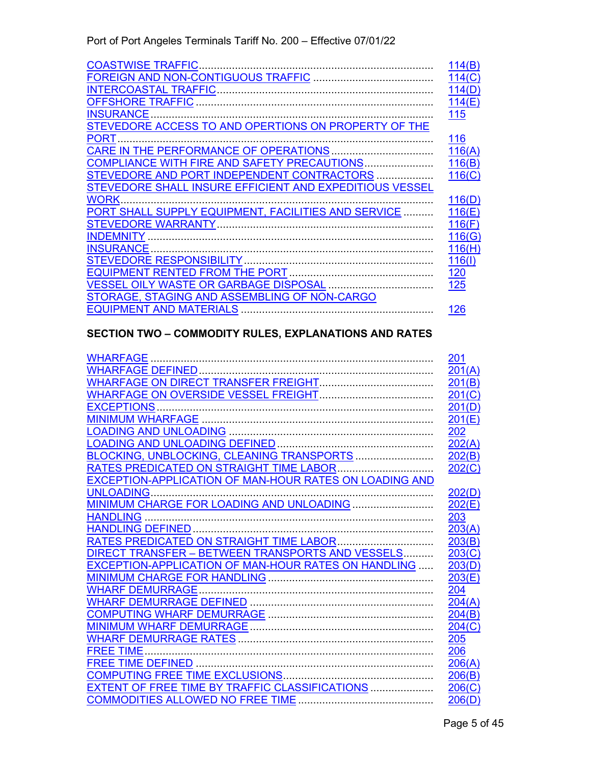| | |
|---|---|
| COASTWISE TRAFFIC | 114(B) |
| FOREIGN AND NON-CONTIGUOUS TRAFFIC | 114(C) |
| INTERCOASTAL TRAFFIC | 114(D) |
| OFFSHORE TRAFFIC | 114(E) |
| INSURANCE | 115 |
| STEVEDORE ACCESS TO AND OPERTIONS ON PROPERTY OF THE PORT | 116 |
| CARE IN THE PERFORMANCE OF OPERATIONS | 116(A) |
| COMPLIANCE WITH FIRE AND SAFETY PRECAUTIONS | 116(B) |
| STEVEDORE AND PORT INDEPENDENT CONTRACTORS | 116(C) |
| STEVEDORE SHALL INSURE EFFICIENT AND EXPEDITIOUS VESSEL WORK | 116(D) |
| PORT SHALL SUPPLY EQUIPMENT, FACILITIES AND SERVICE | 116(E) |
| STEVEDORE WARRANTY | 116(F) |
| INDEMNITY | 116(G) |
| INSURANCE | 116(H) |
| STEVEDORE RESPONSIBILITY | 116(I) |
| EQUIPMENT RENTED FROM THE PORT | 120 |
| VESSEL OILY WASTE OR GARBAGE DISPOSAL | 125 |
| STORAGE, STAGING AND ASSEMBLING OF NON-CARGO EQUIPMENT AND MATERIALS | 126 |

**SECTION TWO – COMMODITY RULES, EXPLANATIONS AND RATES**

| | |
|---|---|
| WHARFAGE | 201 |
| WHARFAGE DEFINED | 201(A) |
| WHARFAGE ON DIRECT TRANSFER FREIGHT | 201(B) |
| WHARFAGE ON OVERSIDE VESSEL FREIGHT | 201(C) |
| EXCEPTIONS | 201(D) |
| MINIMUM WHARFAGE | 201(E) |
| LOADING AND UNLOADING | 202 |
| LOADING AND UNLOADING DEFINED | 202(A) |
| BLOCKING, UNBLOCKING, CLEANING TRANSPORTS | 202(B) |
| RATES PREDICATED ON STRAIGHT TIME LABOR | 202(C) |
| EXCEPTION-APPLICATION OF MAN-HOUR RATES ON LOADING AND UNLOADING | 202(D) |
| MINIMUM CHARGE FOR LOADING AND UNLOADING | 202(E) |
| HANDLING | 203 |
| HANDLING DEFINED | 203(A) |
| RATES PREDICATED ON STRAIGHT TIME LABOR | 203(B) |
| DIRECT TRANSFER – BETWEEN TRANSPORTS AND VESSELS | 203(C) |
| EXCEPTION-APPLICATION OF MAN-HOUR RATES ON HANDLING | 203(D) |
| MINIMUM CHARGE FOR HANDLING | 203(E) |
| WHARF DEMURRAGE | 204 |
| WHARF DEMURRAGE DEFINED | 204(A) |
| COMPUTING WHARF DEMURRAGE | 204(B) |
| MINIMUM WHARF DEMURRAGE | 204(C) |
| WHARF DEMURRAGE RATES | 205 |
| FREE TIME | 206 |
| FREE TIME DEFINED | 206(A) |
| COMPUTING FREE TIME EXCLUSIONS | 206(B) |
| EXTENT OF FREE TIME BY TRAFFIC CLASSIFICATIONS | 206(C) |
| COMMODITIES ALLOWED NO FREE TIME | 206(D) |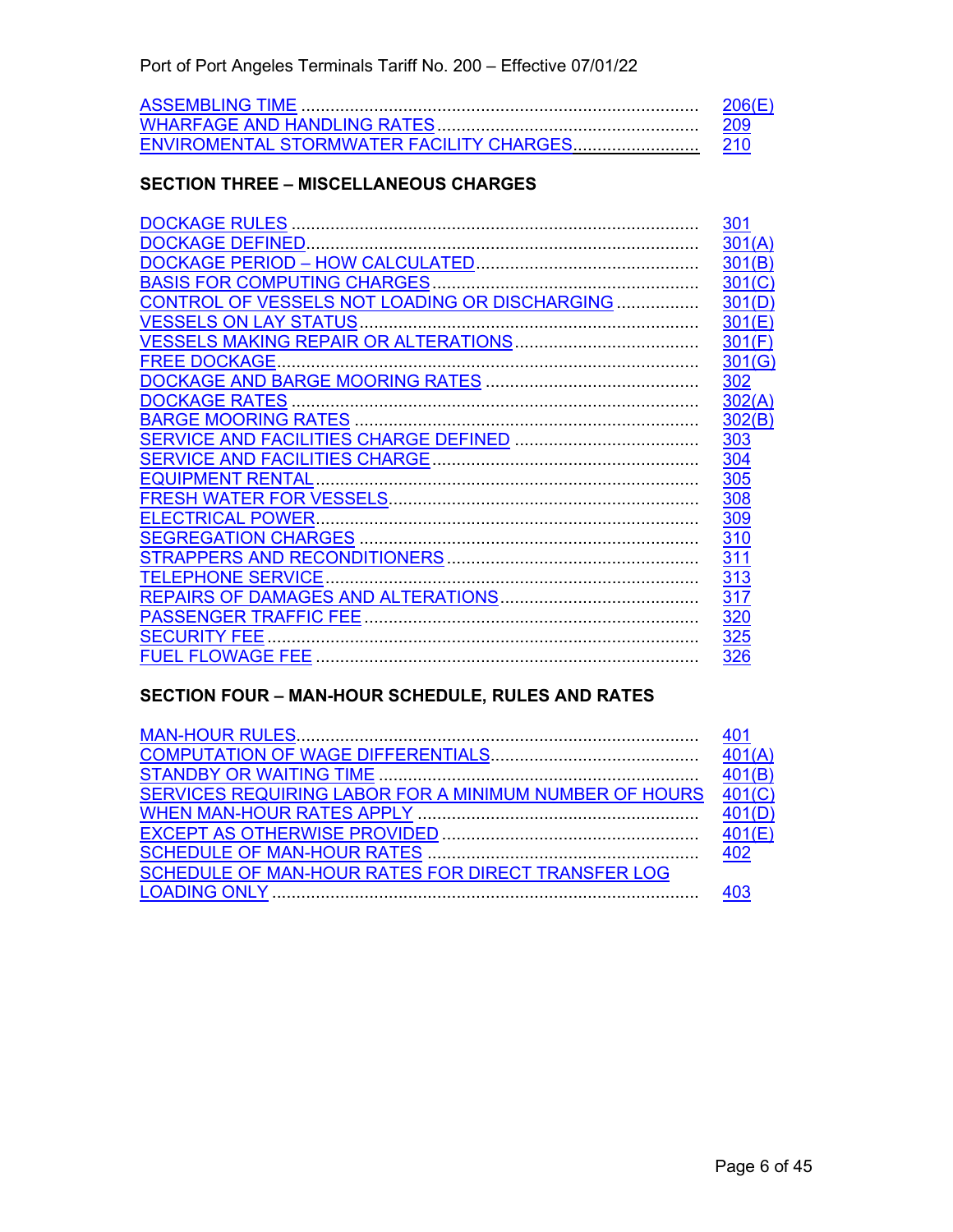| | |
|---|---|
| ASSEMBLING TIME | 206(E) |
| WHARFAGE AND HANDLING RATES | 209 |
| ENVIROMENTAL STORMWATER FACILITY CHARGES | 210 |

## SECTION THREE – MISCELLANEOUS CHARGES

| | |
|---|---|
| DOCKAGE RULES | 301 |
| DOCKAGE DEFINED | 301(A) |
| DOCKAGE PERIOD – HOW CALCULATED | 301(B) |
| BASIS FOR COMPUTING CHARGES | 301(C) |
| CONTROL OF VESSELS NOT LOADING OR DISCHARGING | 301(D) |
| VESSELS ON LAY STATUS | 301(E) |
| VESSELS MAKING REPAIR OR ALTERATIONS | 301(F) |
| FREE DOCKAGE | 301(G) |
| DOCKAGE AND BARGE MOORING RATES | 302 |
| DOCKAGE RATES | 302(A) |
| BARGE MOORING RATES | 302(B) |
| SERVICE AND FACILITIES CHARGE DEFINED | 303 |
| SERVICE AND FACILITIES CHARGE | 304 |
| EQUIPMENT RENTAL | 305 |
| FRESH WATER FOR VESSELS | 308 |
| ELECTRICAL POWER | 309 |
| SEGREGATION CHARGES | 310 |
| STRAPPERS AND RECONDITIONERS | 311 |
| TELEPHONE SERVICE | 313 |
| REPAIRS OF DAMAGES AND ALTERATIONS | 317 |
| PASSENGER TRAFFIC FEE | 320 |
| SECURITY FEE | 325 |
| FUEL FLOWAGE FEE | 326 |

## SECTION FOUR – MAN-HOUR SCHEDULE, RULES AND RATES

| | |
|---|---|
| MAN-HOUR RULES | 401 |
| COMPUTATION OF WAGE DIFFERENTIALS | 401(A) |
| STANDBY OR WAITING TIME | 401(B) |
| SERVICES REQUIRING LABOR FOR A MINIMUM NUMBER OF HOURS | 401(C) |
| WHEN MAN-HOUR RATES APPLY | 401(D) |
| EXCEPT AS OTHERWISE PROVIDED | 401(E) |
| SCHEDULE OF MAN-HOUR RATES | 402 |
| SCHEDULE OF MAN-HOUR RATES FOR DIRECT TRANSFER LOG LOADING ONLY | 403 |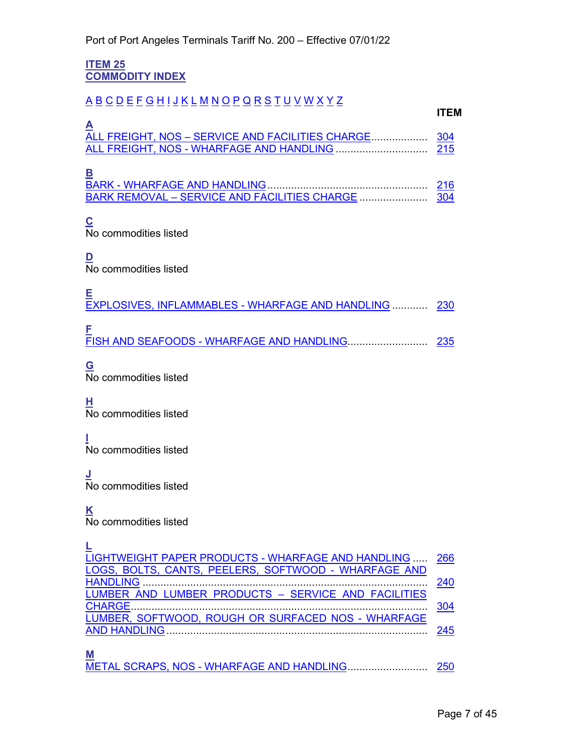## ITEM 25
## COMMODITY INDEX

A B C D E F G H I J K L M N O P Q R S T U V W X Y Z

| | ITEM |
|---|---|
| **A** | |
| ALL FREIGHT, NOS – SERVICE AND FACILITIES CHARGE | 304 |
| ALL FREIGHT, NOS - WHARFAGE AND HANDLING | 215 |
| **B** | |
| BARK - WHARFAGE AND HANDLING | 216 |
| BARK REMOVAL – SERVICE AND FACILITIES CHARGE | 304 |
| **C** | |
| No commodities listed | |
| **D** | |
| No commodities listed | |
| **E** | |
| EXPLOSIVES, INFLAMMABLES - WHARFAGE AND HANDLING | 230 |
| **F** | |
| FISH AND SEAFOODS - WHARFAGE AND HANDLING | 235 |
| **G** | |
| No commodities listed | |
| **H** | |
| No commodities listed | |
| **I** | |
| No commodities listed | |
| **J** | |
| No commodities listed | |
| **K** | |
| No commodities listed | |
| **L** | |
| LIGHTWEIGHT PAPER PRODUCTS - WHARFAGE AND HANDLING | 266 |
| LOGS, BOLTS, CANTS, PEELERS, SOFTWOOD - WHARFAGE AND HANDLING | 240 |
| LUMBER AND LUMBER PRODUCTS – SERVICE AND FACILITIES CHARGE | 304 |
| LUMBER, SOFTWOOD, ROUGH OR SURFACED NOS - WHARFAGE AND HANDLING | 245 |
| **M** | |
| METAL SCRAPS, NOS - WHARFAGE AND HANDLING | 250 |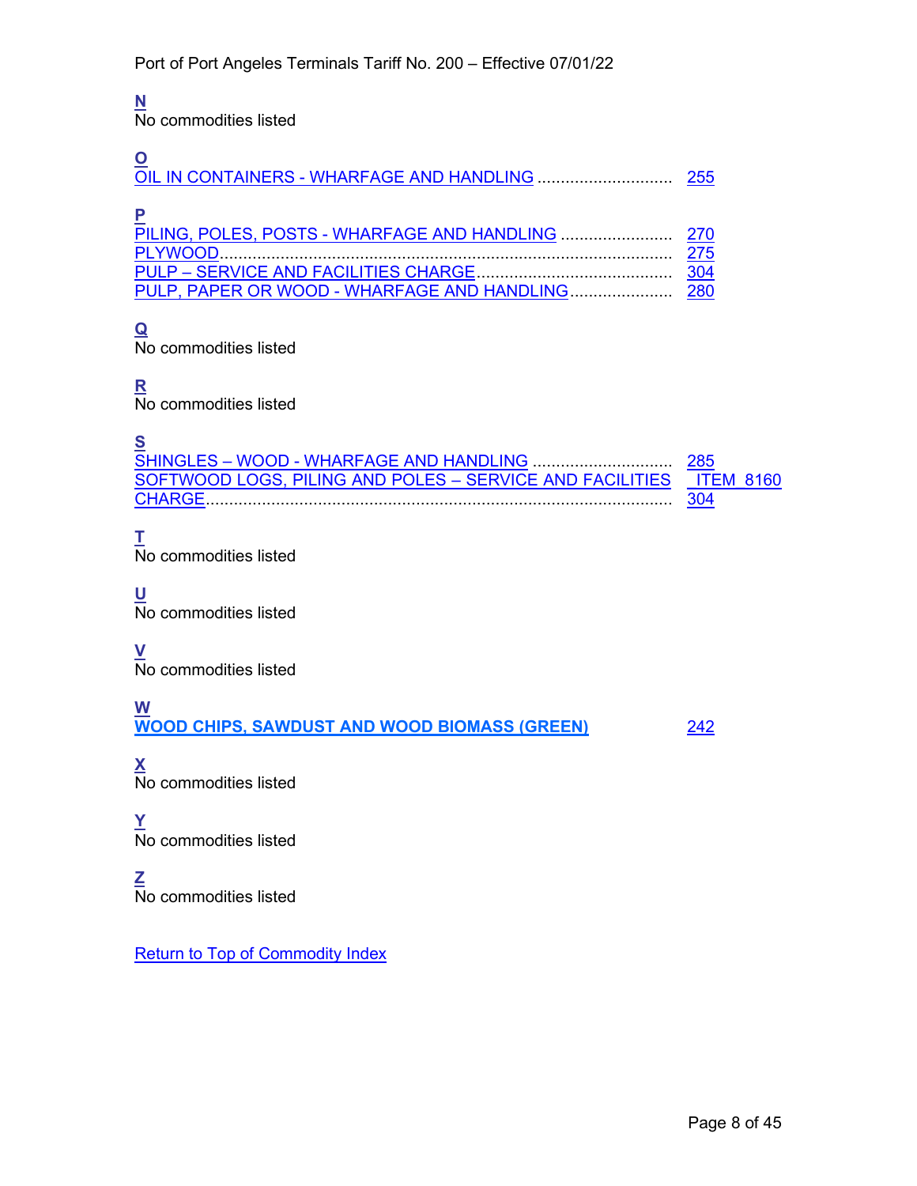**N**
No commodities listed

**O**

| | |
|---|---|
| OIL IN CONTAINERS - WHARFAGE AND HANDLING | 255 |

**P**

| | |
|---|---|
| PILING, POLES, POSTS - WHARFAGE AND HANDLING | 270 |
| PLYWOOD | 275 |
| PULP – SERVICE AND FACILITIES CHARGE | 304 |
| PULP, PAPER OR WOOD - WHARFAGE AND HANDLING | 280 |

**Q**
No commodities listed

**R**
No commodities listed

**S**

| | |
|---|---|
| SHINGLES – WOOD - WHARFAGE AND HANDLING | 285 |
| SOFTWOOD LOGS, PILING AND POLES – SERVICE AND FACILITIES CHARGE | ITEM_8160 304 |

**T**
No commodities listed

**U**
No commodities listed

**V**
No commodities listed

**W**

| | |
|---|---|
| **WOOD CHIPS, SAWDUST AND WOOD BIOMASS (GREEN)** | 242 |

**X**
No commodities listed

**Y**
No commodities listed

**Z**
No commodities listed

Return to Top of Commodity Index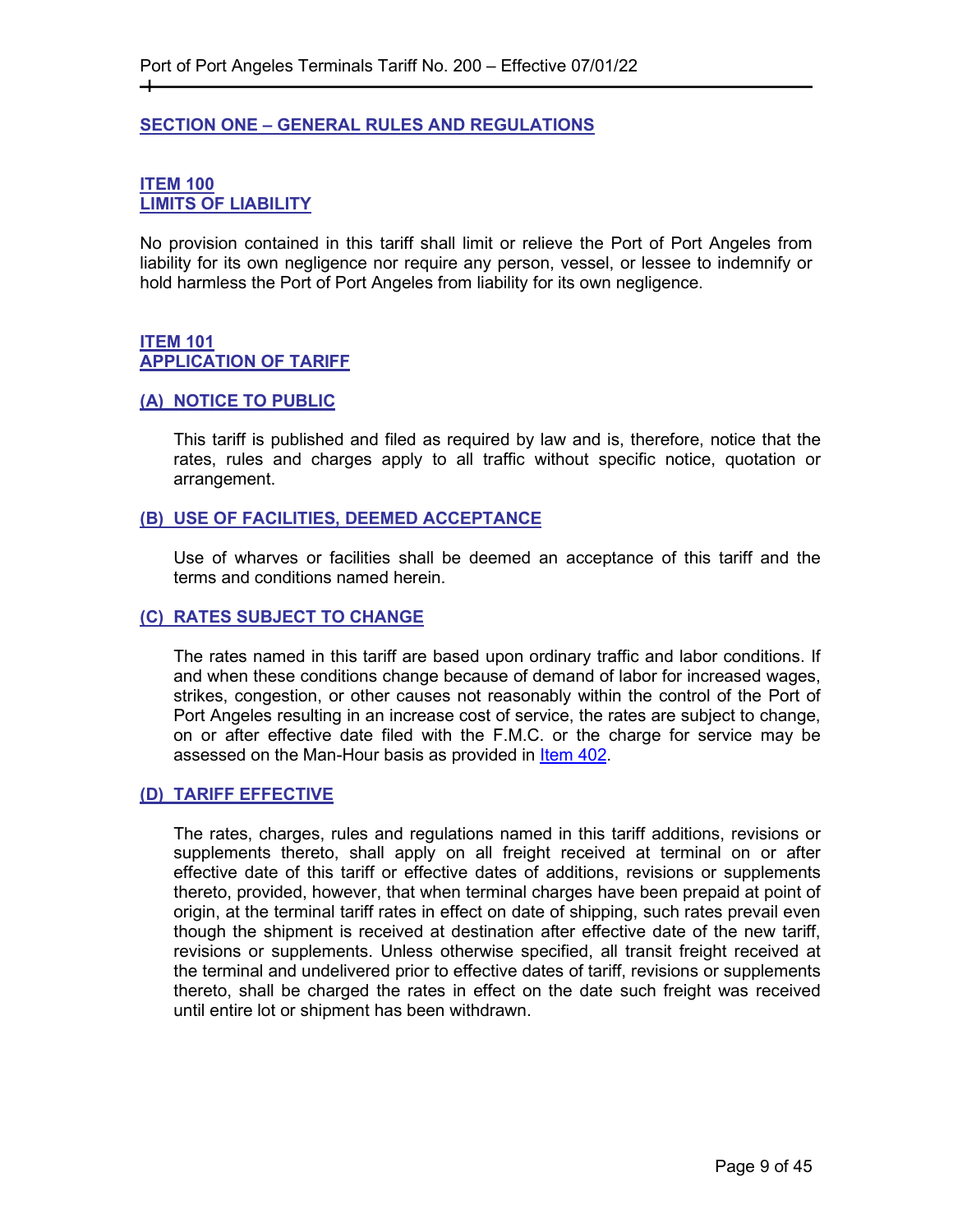## SECTION ONE – GENERAL RULES AND REGULATIONS

### ITEM 100
### LIMITS OF LIABILITY

No provision contained in this tariff shall limit or relieve the Port of Port Angeles from liability for its own negligence nor require any person, vessel, or lessee to indemnify or hold harmless the Port of Port Angeles from liability for its own negligence.

### ITEM 101
### APPLICATION OF TARIFF

#### (A) NOTICE TO PUBLIC

This tariff is published and filed as required by law and is, therefore, notice that the rates, rules and charges apply to all traffic without specific notice, quotation or arrangement.

#### (B) USE OF FACILITIES, DEEMED ACCEPTANCE

Use of wharves or facilities shall be deemed an acceptance of this tariff and the terms and conditions named herein.

#### (C) RATES SUBJECT TO CHANGE

The rates named in this tariff are based upon ordinary traffic and labor conditions. If and when these conditions change because of demand of labor for increased wages, strikes, congestion, or other causes not reasonably within the control of the Port of Port Angeles resulting in an increase cost of service, the rates are subject to change, on or after effective date filed with the F.M.C. or the charge for service may be assessed on the Man-Hour basis as provided in Item 402.

#### (D) TARIFF EFFECTIVE

The rates, charges, rules and regulations named in this tariff additions, revisions or supplements thereto, shall apply on all freight received at terminal on or after effective date of this tariff or effective dates of additions, revisions or supplements thereto, provided, however, that when terminal charges have been prepaid at point of origin, at the terminal tariff rates in effect on date of shipping, such rates prevail even though the shipment is received at destination after effective date of the new tariff, revisions or supplements. Unless otherwise specified, all transit freight received at the terminal and undelivered prior to effective dates of tariff, revisions or supplements thereto, shall be charged the rates in effect on the date such freight was received until entire lot or shipment has been withdrawn.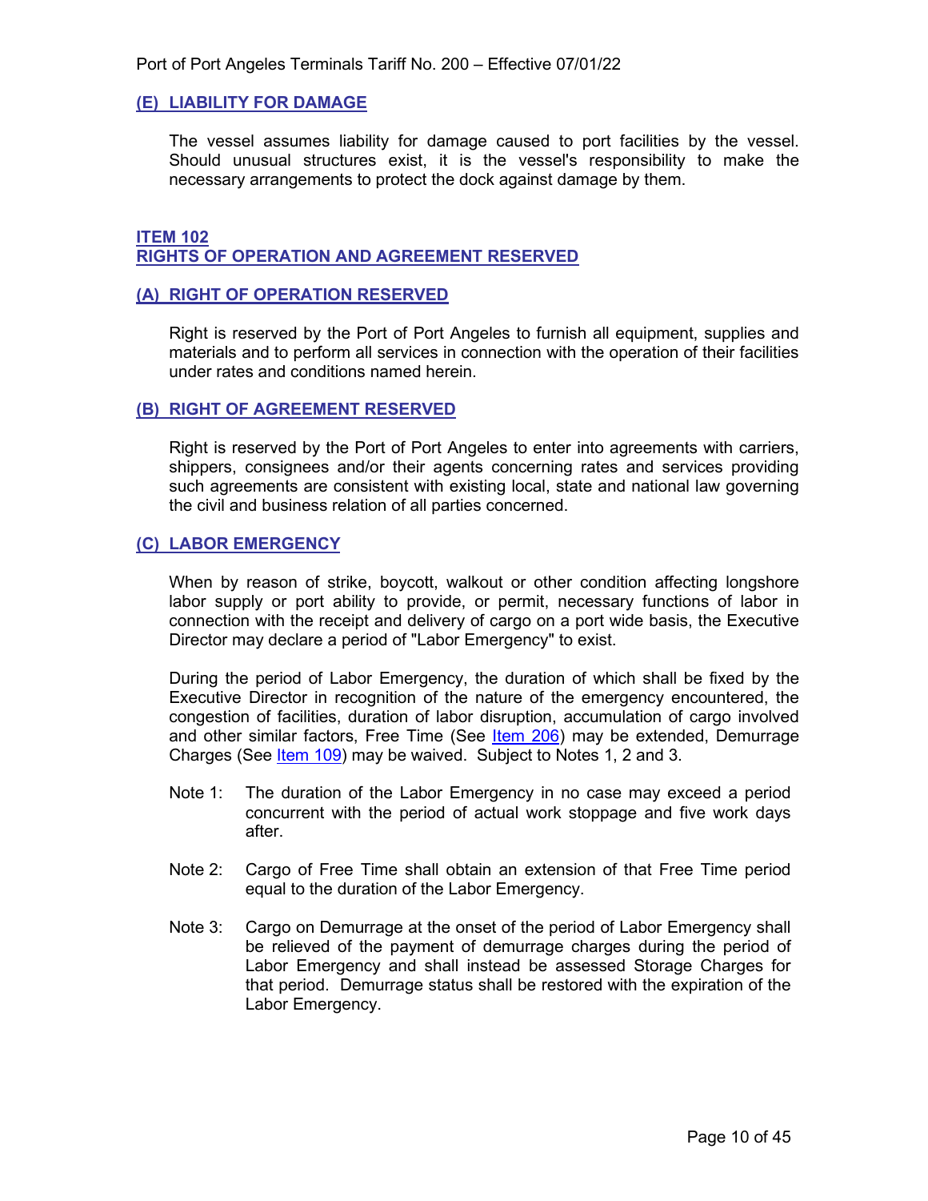### (E) LIABILITY FOR DAMAGE

The vessel assumes liability for damage caused to port facilities by the vessel. Should unusual structures exist, it is the vessel's responsibility to make the necessary arrangements to protect the dock against damage by them.

## ITEM 102
## RIGHTS OF OPERATION AND AGREEMENT RESERVED

### (A) RIGHT OF OPERATION RESERVED

Right is reserved by the Port of Port Angeles to furnish all equipment, supplies and materials and to perform all services in connection with the operation of their facilities under rates and conditions named herein.

### (B) RIGHT OF AGREEMENT RESERVED

Right is reserved by the Port of Port Angeles to enter into agreements with carriers, shippers, consignees and/or their agents concerning rates and services providing such agreements are consistent with existing local, state and national law governing the civil and business relation of all parties concerned.

### (C) LABOR EMERGENCY

When by reason of strike, boycott, walkout or other condition affecting longshore labor supply or port ability to provide, or permit, necessary functions of labor in connection with the receipt and delivery of cargo on a port wide basis, the Executive Director may declare a period of "Labor Emergency" to exist.

During the period of Labor Emergency, the duration of which shall be fixed by the Executive Director in recognition of the nature of the emergency encountered, the congestion of facilities, duration of labor disruption, accumulation of cargo involved and other similar factors, Free Time (See Item 206) may be extended, Demurrage Charges (See Item 109) may be waived. Subject to Notes 1, 2 and 3.

Note 1: The duration of the Labor Emergency in no case may exceed a period concurrent with the period of actual work stoppage and five work days after.

Note 2: Cargo of Free Time shall obtain an extension of that Free Time period equal to the duration of the Labor Emergency.

Note 3: Cargo on Demurrage at the onset of the period of Labor Emergency shall be relieved of the payment of demurrage charges during the period of Labor Emergency and shall instead be assessed Storage Charges for that period. Demurrage status shall be restored with the expiration of the Labor Emergency.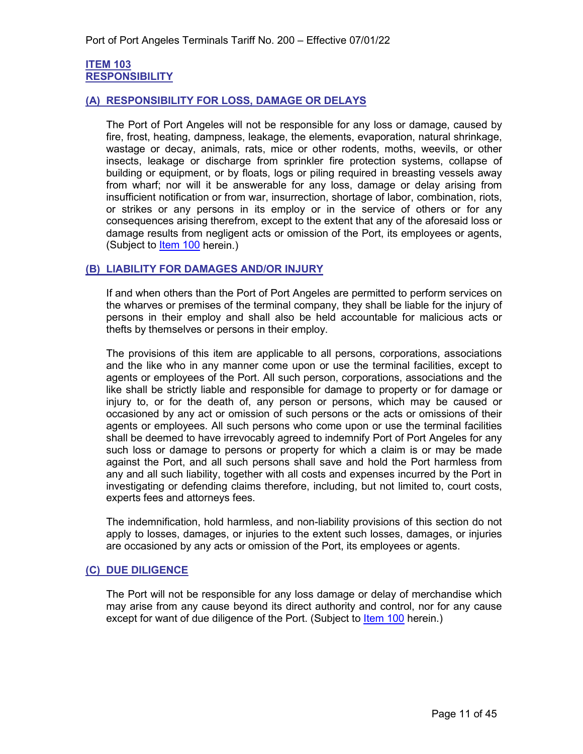## ITEM 103
## RESPONSIBILITY

### (A) RESPONSIBILITY FOR LOSS, DAMAGE OR DELAYS

The Port of Port Angeles will not be responsible for any loss or damage, caused by fire, frost, heating, dampness, leakage, the elements, evaporation, natural shrinkage, wastage or decay, animals, rats, mice or other rodents, moths, weevils, or other insects, leakage or discharge from sprinkler fire protection systems, collapse of building or equipment, or by floats, logs or piling required in breasting vessels away from wharf; nor will it be answerable for any loss, damage or delay arising from insufficient notification or from war, insurrection, shortage of labor, combination, riots, or strikes or any persons in its employ or in the service of others or for any consequences arising therefrom, except to the extent that any of the aforesaid loss or damage results from negligent acts or omission of the Port, its employees or agents, (Subject to Item 100 herein.)

### (B) LIABILITY FOR DAMAGES AND/OR INJURY

If and when others than the Port of Port Angeles are permitted to perform services on the wharves or premises of the terminal company, they shall be liable for the injury of persons in their employ and shall also be held accountable for malicious acts or thefts by themselves or persons in their employ.

The provisions of this item are applicable to all persons, corporations, associations and the like who in any manner come upon or use the terminal facilities, except to agents or employees of the Port. All such person, corporations, associations and the like shall be strictly liable and responsible for damage to property or for damage or injury to, or for the death of, any person or persons, which may be caused or occasioned by any act or omission of such persons or the acts or omissions of their agents or employees. All such persons who come upon or use the terminal facilities shall be deemed to have irrevocably agreed to indemnify Port of Port Angeles for any such loss or damage to persons or property for which a claim is or may be made against the Port, and all such persons shall save and hold the Port harmless from any and all such liability, together with all costs and expenses incurred by the Port in investigating or defending claims therefore, including, but not limited to, court costs, experts fees and attorneys fees.

The indemnification, hold harmless, and non-liability provisions of this section do not apply to losses, damages, or injuries to the extent such losses, damages, or injuries are occasioned by any acts or omission of the Port, its employees or agents.

### (C) DUE DILIGENCE

The Port will not be responsible for any loss damage or delay of merchandise which may arise from any cause beyond its direct authority and control, nor for any cause except for want of due diligence of the Port. (Subject to Item 100 herein.)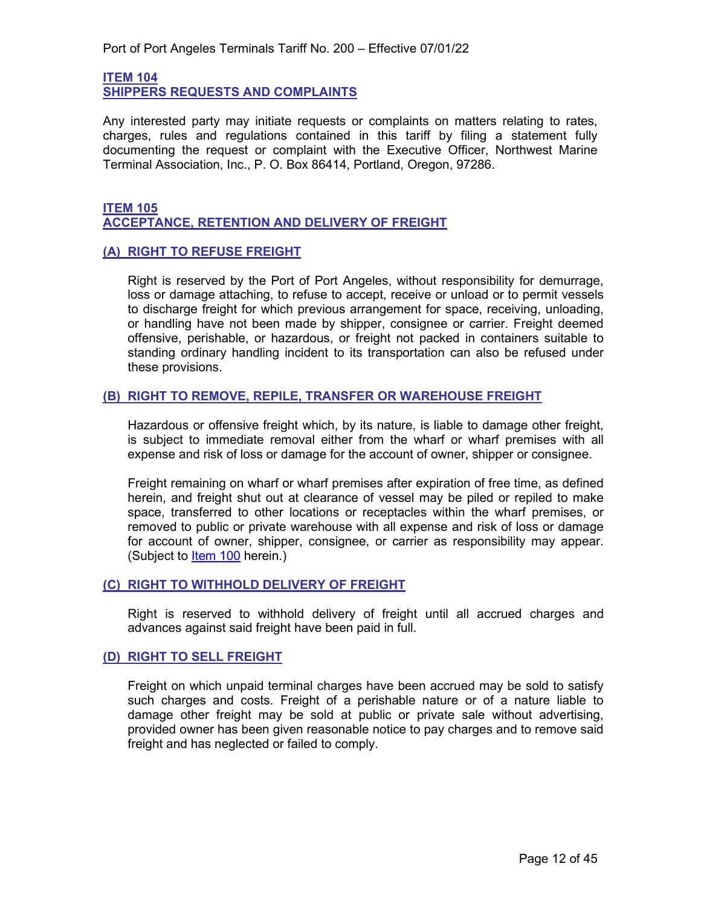## ITEM 104
## SHIPPERS REQUESTS AND COMPLAINTS

Any interested party may initiate requests or complaints on matters relating to rates, charges, rules and regulations contained in this tariff by filing a statement fully documenting the request or complaint with the Executive Officer, Northwest Marine Terminal Association, Inc., P. O. Box 86414, Portland, Oregon, 97286.

## ITEM 105
## ACCEPTANCE, RETENTION AND DELIVERY OF FREIGHT

### (A) RIGHT TO REFUSE FREIGHT

Right is reserved by the Port of Port Angeles, without responsibility for demurrage, loss or damage attaching, to refuse to accept, receive or unload or to permit vessels to discharge freight for which previous arrangement for space, receiving, unloading, or handling have not been made by shipper, consignee or carrier. Freight deemed offensive, perishable, or hazardous, or freight not packed in containers suitable to standing ordinary handling incident to its transportation can also be refused under these provisions.

### (B) RIGHT TO REMOVE, REPILE, TRANSFER OR WAREHOUSE FREIGHT

Hazardous or offensive freight which, by its nature, is liable to damage other freight, is subject to immediate removal either from the wharf or wharf premises with all expense and risk of loss or damage for the account of owner, shipper or consignee.

Freight remaining on wharf or wharf premises after expiration of free time, as defined herein, and freight shut out at clearance of vessel may be piled or repiled to make space, transferred to other locations or receptacles within the wharf premises, or removed to public or private warehouse with all expense and risk of loss or damage for account of owner, shipper, consignee, or carrier as responsibility may appear. (Subject to Item 100 herein.)

### (C) RIGHT TO WITHHOLD DELIVERY OF FREIGHT

Right is reserved to withhold delivery of freight until all accrued charges and advances against said freight have been paid in full.

### (D) RIGHT TO SELL FREIGHT

Freight on which unpaid terminal charges have been accrued may be sold to satisfy such charges and costs. Freight of a perishable nature or of a nature liable to damage other freight may be sold at public or private sale without advertising, provided owner has been given reasonable notice to pay charges and to remove said freight and has neglected or failed to comply.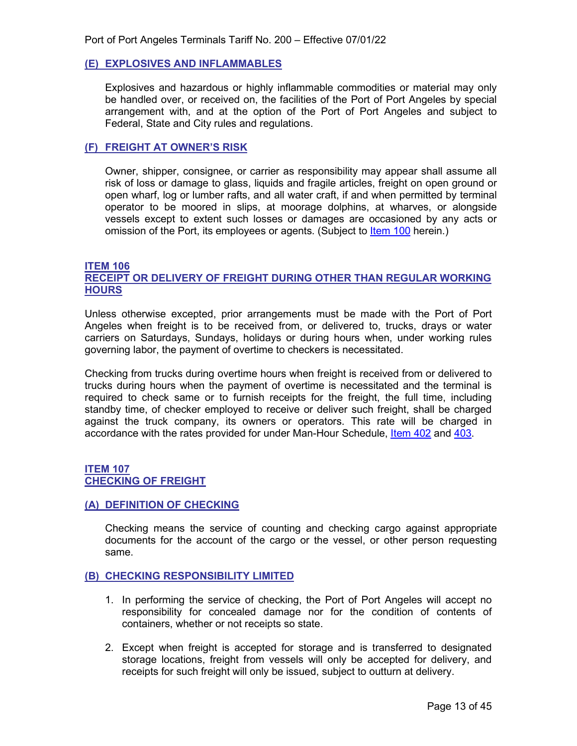### (E) EXPLOSIVES AND INFLAMMABLES

Explosives and hazardous or highly inflammable commodities or material may only be handled over, or received on, the facilities of the Port of Port Angeles by special arrangement with, and at the option of the Port of Port Angeles and subject to Federal, State and City rules and regulations.

### (F) FREIGHT AT OWNER'S RISK

Owner, shipper, consignee, or carrier as responsibility may appear shall assume all risk of loss or damage to glass, liquids and fragile articles, freight on open ground or open wharf, log or lumber rafts, and all water craft, if and when permitted by terminal operator to be moored in slips, at moorage dolphins, at wharves, or alongside vessels except to extent such losses or damages are occasioned by any acts or omission of the Port, its employees or agents. (Subject to Item 100 herein.)

## ITEM 106
## RECEIPT OR DELIVERY OF FREIGHT DURING OTHER THAN REGULAR WORKING HOURS

Unless otherwise excepted, prior arrangements must be made with the Port of Port Angeles when freight is to be received from, or delivered to, trucks, drays or water carriers on Saturdays, Sundays, holidays or during hours when, under working rules governing labor, the payment of overtime to checkers is necessitated.

Checking from trucks during overtime hours when freight is received from or delivered to trucks during hours when the payment of overtime is necessitated and the terminal is required to check same or to furnish receipts for the freight, the full time, including standby time, of checker employed to receive or deliver such freight, shall be charged against the truck company, its owners or operators. This rate will be charged in accordance with the rates provided for under Man-Hour Schedule, Item 402 and 403.

## ITEM 107
## CHECKING OF FREIGHT

### (A) DEFINITION OF CHECKING

Checking means the service of counting and checking cargo against appropriate documents for the account of the cargo or the vessel, or other person requesting same.

### (B) CHECKING RESPONSIBILITY LIMITED

1. In performing the service of checking, the Port of Port Angeles will accept no responsibility for concealed damage nor for the condition of contents of containers, whether or not receipts so state.
2. Except when freight is accepted for storage and is transferred to designated storage locations, freight from vessels will only be accepted for delivery, and receipts for such freight will only be issued, subject to outturn at delivery.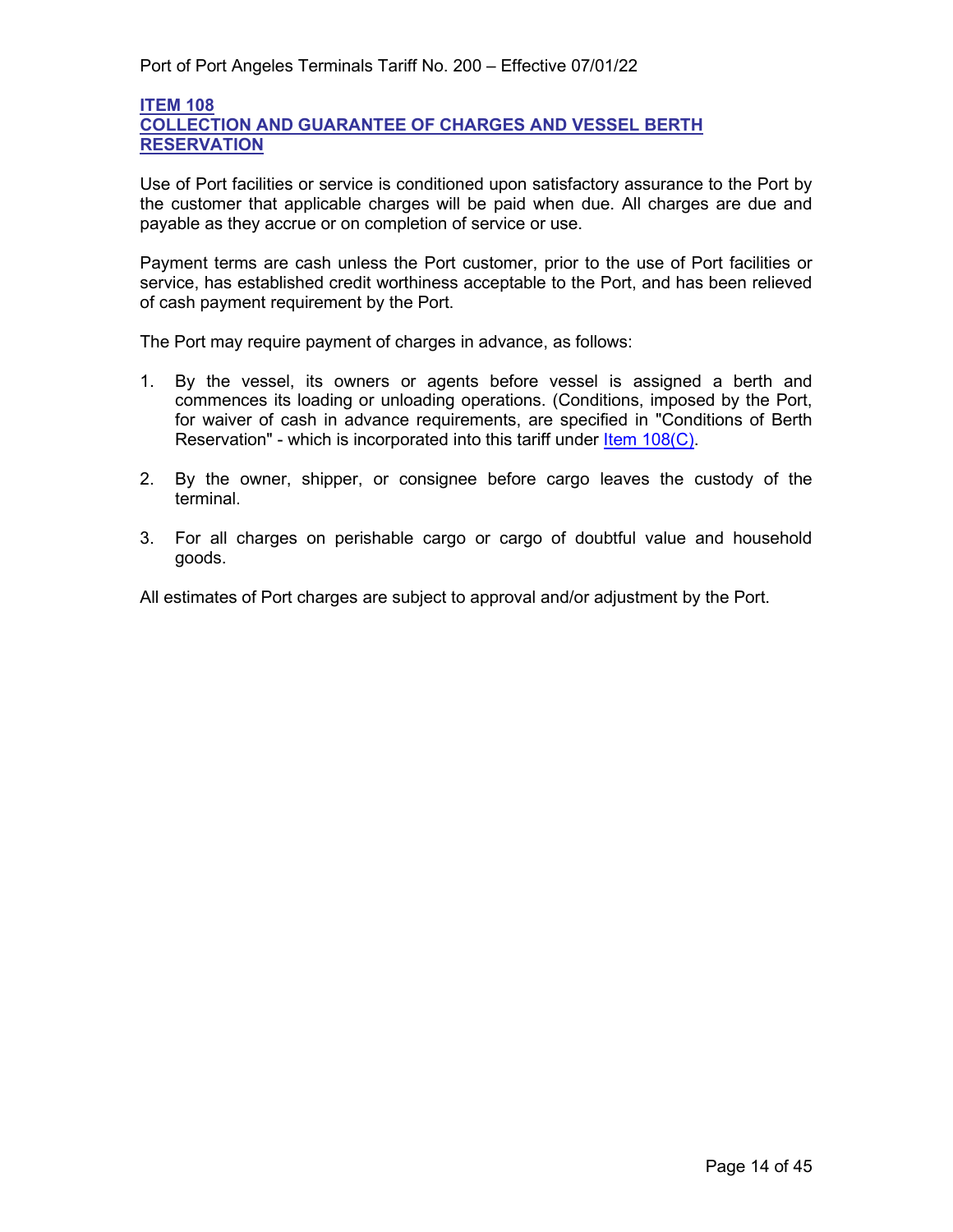## ITEM 108
## COLLECTION AND GUARANTEE OF CHARGES AND VESSEL BERTH RESERVATION

Use of Port facilities or service is conditioned upon satisfactory assurance to the Port by the customer that applicable charges will be paid when due. All charges are due and payable as they accrue or on completion of service or use.

Payment terms are cash unless the Port customer, prior to the use of Port facilities or service, has established credit worthiness acceptable to the Port, and has been relieved of cash payment requirement by the Port.

The Port may require payment of charges in advance, as follows:

1. By the vessel, its owners or agents before vessel is assigned a berth and commences its loading or unloading operations. (Conditions, imposed by the Port, for waiver of cash in advance requirements, are specified in "Conditions of Berth Reservation" - which is incorporated into this tariff under Item 108(C).

2. By the owner, shipper, or consignee before cargo leaves the custody of the terminal.

3. For all charges on perishable cargo or cargo of doubtful value and household goods.

All estimates of Port charges are subject to approval and/or adjustment by the Port.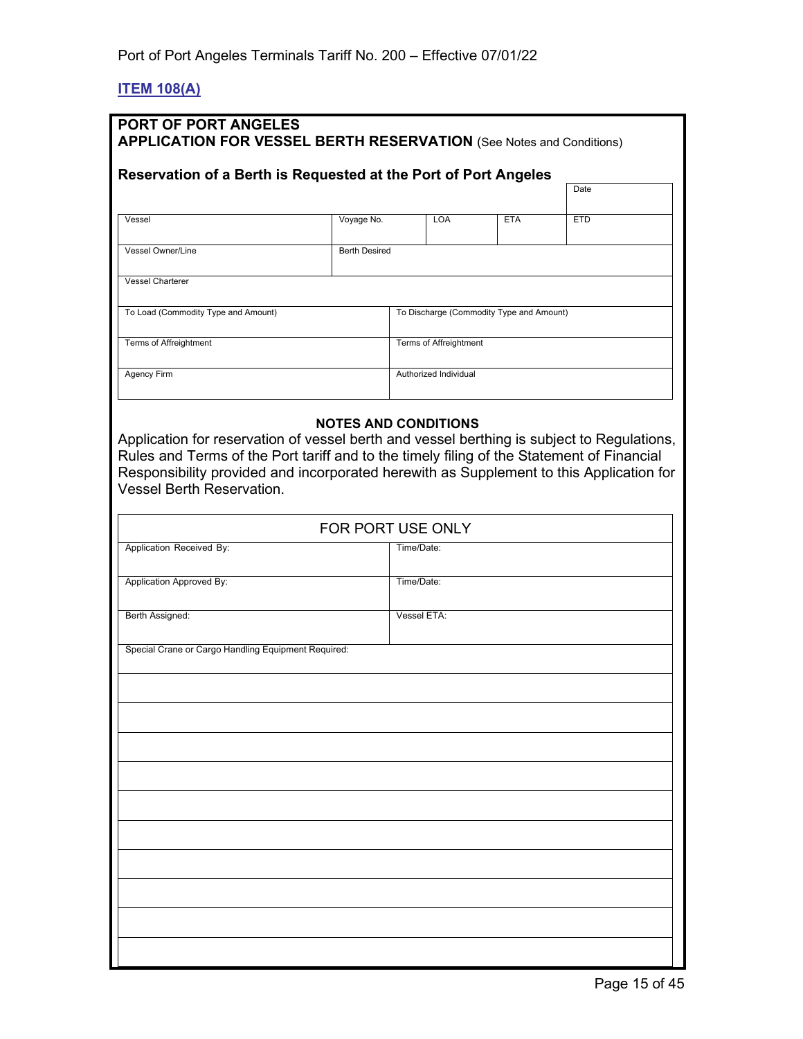Port of Port Angeles Terminals Tariff No. 200 – Effective 07/01/22

**ITEM 108(A)**

**PORT OF PORT ANGELES**
**APPLICATION FOR VESSEL BERTH RESERVATION** (See Notes and Conditions)

**Reservation of a Berth is Requested at the Port of Port Angeles**

| | | | | Date |
|---|---|---|---|---|
| Vessel | Voyage No. | LOA | ETA | ETD |
| Vessel Owner/Line | Berth Desired | | | |
| Vessel Charterer | | | | |

| | |
|---|---|
| To Load (Commodity Type and Amount) | To Discharge (Commodity Type and Amount) |
| Terms of Affreightment | Terms of Affreightment |
| Agency Firm | Authorized Individual |

**NOTES AND CONDITIONS**

Application for reservation of vessel berth and vessel berthing is subject to Regulations, Rules and Terms of the Port tariff and to the timely filing of the Statement of Financial Responsibility provided and incorporated herewith as Supplement to this Application for Vessel Berth Reservation.

| FOR PORT USE ONLY | |
|---|---|
| Application Received By: | Time/Date: |
| Application Approved By: | Time/Date: |
| Berth Assigned: | Vessel ETA: |
| Special Crane or Cargo Handling Equipment Required: | |
| | |
| | |
| | |
| | |
| | |
| | |
| | |
| | |
| | |
| | |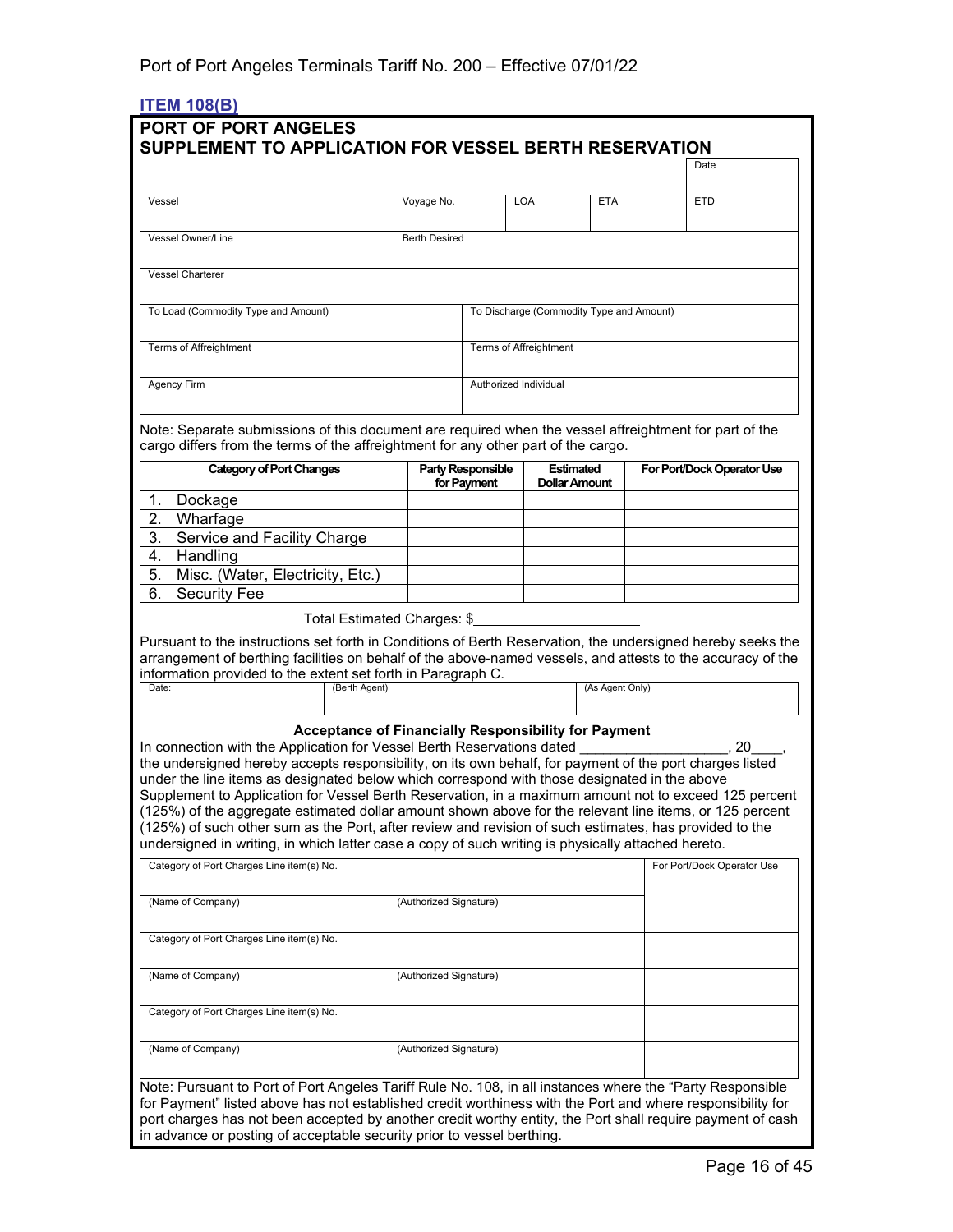Port of Port Angeles Terminals Tariff No. 200 – Effective 07/01/22

## ITEM 108(B)

### PORT OF PORT ANGELES
### SUPPLEMENT TO APPLICATION FOR VESSEL BERTH RESERVATION

| | | | | Date |
|---|---|---|---|---|
| Vessel | Voyage No. | LOA | ETA | ETD |
| Vessel Owner/Line | Berth Desired | | | |
| Vessel Charterer | | | | |
| To Load (Commodity Type and Amount) | To Discharge (Commodity Type and Amount) | | | |
| Terms of Affreightment | Terms of Affreightment | | | |
| Agency Firm | Authorized Individual | | | |

Note: Separate submissions of this document are required when the vessel affreightment for part of the cargo differs from the terms of the affreightment for any other part of the cargo.

| Category of Port Changes | Party Responsible for Payment | Estimated Dollar Amount | For Port/Dock Operator Use |
|---|---|---|---|
| 1. Dockage | | | |
| 2. Wharfage | | | |
| 3. Service and Facility Charge | | | |
| 4. Handling | | | |
| 5. Misc. (Water, Electricity, Etc.) | | | |
| 6. Security Fee | | | |

Total Estimated Charges: $____________________

Pursuant to the instructions set forth in Conditions of Berth Reservation, the undersigned hereby seeks the arrangement of berthing facilities on behalf of the above-named vessels, and attests to the accuracy of the information provided to the extent set forth in Paragraph C.

| Date: | (Berth Agent) | (As Agent Only) |
|---|---|---|

**Acceptance of Financially Responsibility for Payment**

In connection with the Application for Vessel Berth Reservations dated __________________, 20____, the undersigned hereby accepts responsibility, on its own behalf, for payment of the port charges listed under the line items as designated below which correspond with those designated in the above Supplement to Application for Vessel Berth Reservation, in a maximum amount not to exceed 125 percent (125%) of the aggregate estimated dollar amount shown above for the relevant line items, or 125 percent (125%) of such other sum as the Port, after review and revision of such estimates, has provided to the undersigned in writing, in which latter case a copy of such writing is physically attached hereto.

| Category of Port Charges Line item(s) No. | | For Port/Dock Operator Use |
|---|---|---|
| (Name of Company) | (Authorized Signature) | |
| Category of Port Charges Line item(s) No. | | |
| (Name of Company) | (Authorized Signature) | |
| Category of Port Charges Line item(s) No. | | |
| (Name of Company) | (Authorized Signature) | |

Note: Pursuant to Port of Port Angeles Tariff Rule No. 108, in all instances where the "Party Responsible for Payment" listed above has not established credit worthiness with the Port and where responsibility for port charges has not been accepted by another credit worthy entity, the Port shall require payment of cash in advance or posting of acceptable security prior to vessel berthing.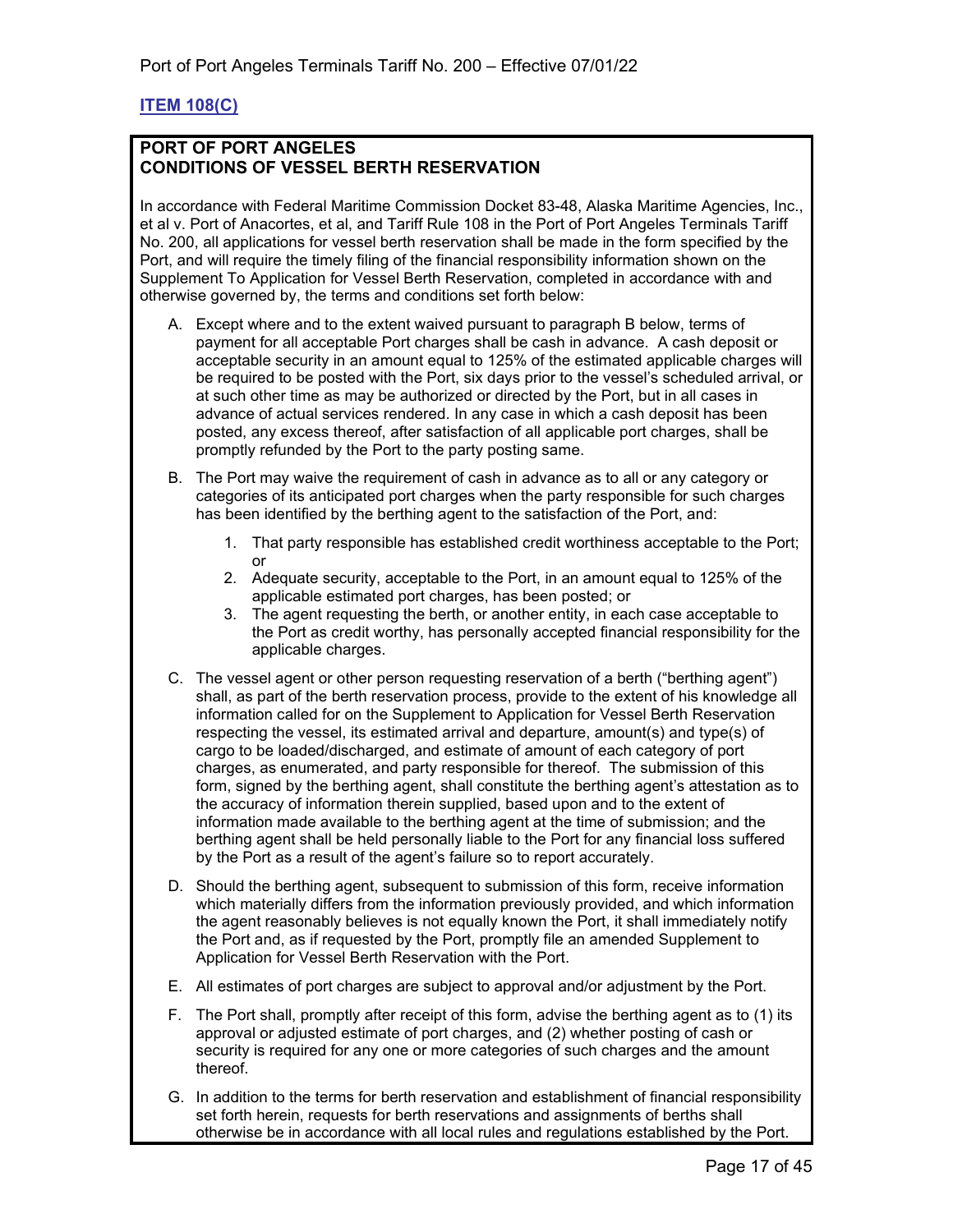## ITEM 108(C)

**PORT OF PORT ANGELES**
**CONDITIONS OF VESSEL BERTH RESERVATION**

In accordance with Federal Maritime Commission Docket 83-48, Alaska Maritime Agencies, Inc., et al v. Port of Anacortes, et al, and Tariff Rule 108 in the Port of Port Angeles Terminals Tariff No. 200, all applications for vessel berth reservation shall be made in the form specified by the Port, and will require the timely filing of the financial responsibility information shown on the Supplement To Application for Vessel Berth Reservation, completed in accordance with and otherwise governed by, the terms and conditions set forth below:

A. Except where and to the extent waived pursuant to paragraph B below, terms of payment for all acceptable Port charges shall be cash in advance. A cash deposit or acceptable security in an amount equal to 125% of the estimated applicable charges will be required to be posted with the Port, six days prior to the vessel's scheduled arrival, or at such other time as may be authorized or directed by the Port, but in all cases in advance of actual services rendered. In any case in which a cash deposit has been posted, any excess thereof, after satisfaction of all applicable port charges, shall be promptly refunded by the Port to the party posting same.

B. The Port may waive the requirement of cash in advance as to all or any category or categories of its anticipated port charges when the party responsible for such charges has been identified by the berthing agent to the satisfaction of the Port, and:

   1. That party responsible has established credit worthiness acceptable to the Port; or
   2. Adequate security, acceptable to the Port, in an amount equal to 125% of the applicable estimated port charges, has been posted; or
   3. The agent requesting the berth, or another entity, in each case acceptable to the Port as credit worthy, has personally accepted financial responsibility for the applicable charges.

C. The vessel agent or other person requesting reservation of a berth ("berthing agent") shall, as part of the berth reservation process, provide to the extent of his knowledge all information called for on the Supplement to Application for Vessel Berth Reservation respecting the vessel, its estimated arrival and departure, amount(s) and type(s) of cargo to be loaded/discharged, and estimate of amount of each category of port charges, as enumerated, and party responsible for thereof. The submission of this form, signed by the berthing agent, shall constitute the berthing agent's attestation as to the accuracy of information therein supplied, based upon and to the extent of information made available to the berthing agent at the time of submission; and the berthing agent shall be held personally liable to the Port for any financial loss suffered by the Port as a result of the agent's failure so to report accurately.

D. Should the berthing agent, subsequent to submission of this form, receive information which materially differs from the information previously provided, and which information the agent reasonably believes is not equally known the Port, it shall immediately notify the Port and, as if requested by the Port, promptly file an amended Supplement to Application for Vessel Berth Reservation with the Port.

E. All estimates of port charges are subject to approval and/or adjustment by the Port.

F. The Port shall, promptly after receipt of this form, advise the berthing agent as to (1) its approval or adjusted estimate of port charges, and (2) whether posting of cash or security is required for any one or more categories of such charges and the amount thereof.

G. In addition to the terms for berth reservation and establishment of financial responsibility set forth herein, requests for berth reservations and assignments of berths shall otherwise be in accordance with all local rules and regulations established by the Port.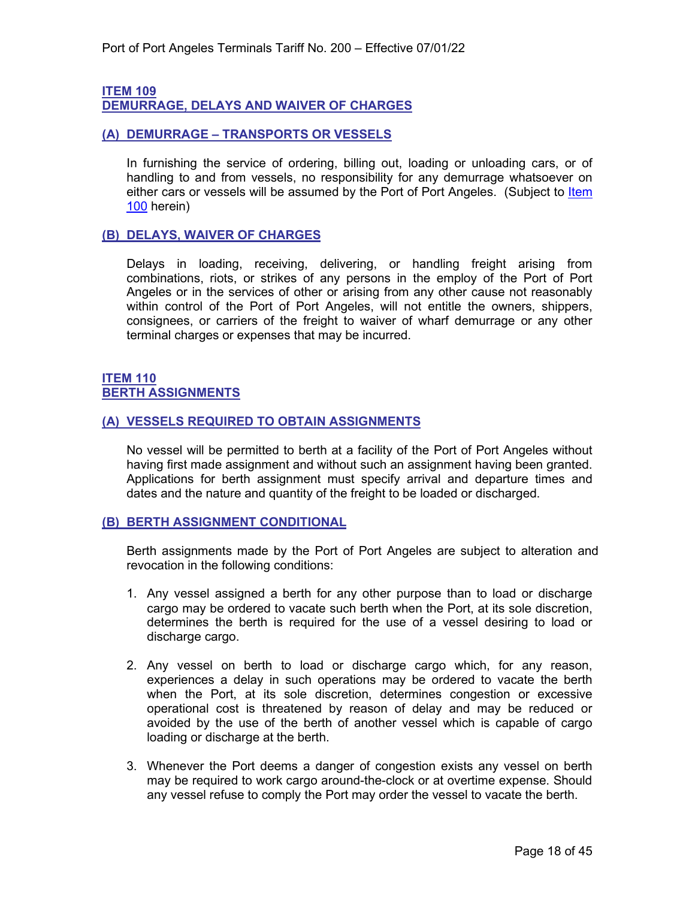## ITEM 109
## DEMURRAGE, DELAYS AND WAIVER OF CHARGES

### (A) DEMURRAGE – TRANSPORTS OR VESSELS

In furnishing the service of ordering, billing out, loading or unloading cars, or of handling to and from vessels, no responsibility for any demurrage whatsoever on either cars or vessels will be assumed by the Port of Port Angeles. (Subject to Item 100 herein)

### (B) DELAYS, WAIVER OF CHARGES

Delays in loading, receiving, delivering, or handling freight arising from combinations, riots, or strikes of any persons in the employ of the Port of Port Angeles or in the services of other or arising from any other cause not reasonably within control of the Port of Port Angeles, will not entitle the owners, shippers, consignees, or carriers of the freight to waiver of wharf demurrage or any other terminal charges or expenses that may be incurred.

## ITEM 110
## BERTH ASSIGNMENTS

### (A) VESSELS REQUIRED TO OBTAIN ASSIGNMENTS

No vessel will be permitted to berth at a facility of the Port of Port Angeles without having first made assignment and without such an assignment having been granted. Applications for berth assignment must specify arrival and departure times and dates and the nature and quantity of the freight to be loaded or discharged.

### (B) BERTH ASSIGNMENT CONDITIONAL

Berth assignments made by the Port of Port Angeles are subject to alteration and revocation in the following conditions:

1. Any vessel assigned a berth for any other purpose than to load or discharge cargo may be ordered to vacate such berth when the Port, at its sole discretion, determines the berth is required for the use of a vessel desiring to load or discharge cargo.

2. Any vessel on berth to load or discharge cargo which, for any reason, experiences a delay in such operations may be ordered to vacate the berth when the Port, at its sole discretion, determines congestion or excessive operational cost is threatened by reason of delay and may be reduced or avoided by the use of the berth of another vessel which is capable of cargo loading or discharge at the berth.

3. Whenever the Port deems a danger of congestion exists any vessel on berth may be required to work cargo around-the-clock or at overtime expense. Should any vessel refuse to comply the Port may order the vessel to vacate the berth.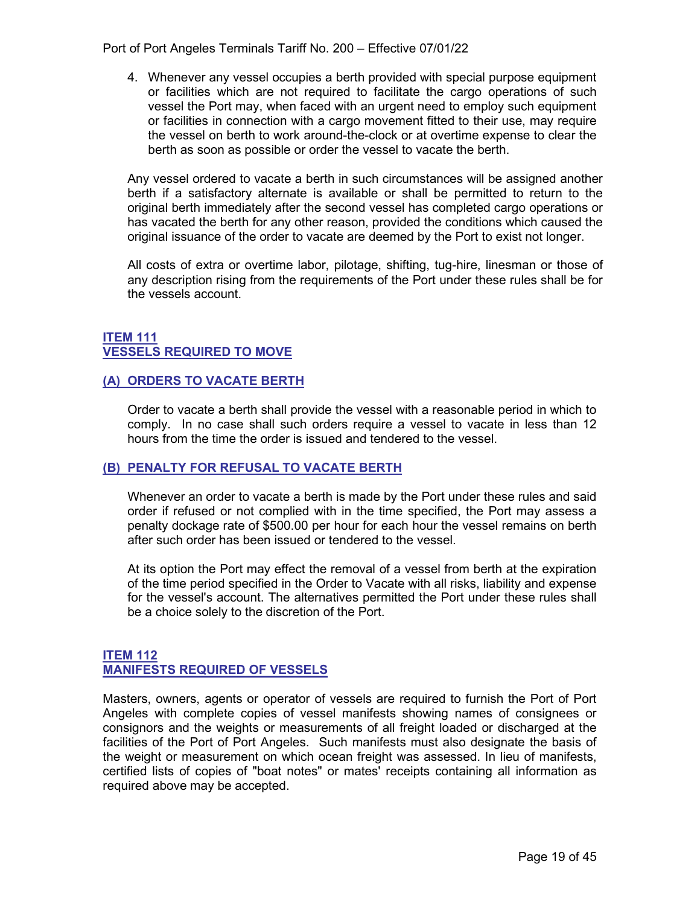4. Whenever any vessel occupies a berth provided with special purpose equipment or facilities which are not required to facilitate the cargo operations of such vessel the Port may, when faced with an urgent need to employ such equipment or facilities in connection with a cargo movement fitted to their use, may require the vessel on berth to work around-the-clock or at overtime expense to clear the berth as soon as possible or order the vessel to vacate the berth.

Any vessel ordered to vacate a berth in such circumstances will be assigned another berth if a satisfactory alternate is available or shall be permitted to return to the original berth immediately after the second vessel has completed cargo operations or has vacated the berth for any other reason, provided the conditions which caused the original issuance of the order to vacate are deemed by the Port to exist not longer.

All costs of extra or overtime labor, pilotage, shifting, tug-hire, linesman or those of any description rising from the requirements of the Port under these rules shall be for the vessels account.

## ITEM 111
## VESSELS REQUIRED TO MOVE

### (A) ORDERS TO VACATE BERTH

Order to vacate a berth shall provide the vessel with a reasonable period in which to comply. In no case shall such orders require a vessel to vacate in less than 12 hours from the time the order is issued and tendered to the vessel.

### (B) PENALTY FOR REFUSAL TO VACATE BERTH

Whenever an order to vacate a berth is made by the Port under these rules and said order if refused or not complied with in the time specified, the Port may assess a penalty dockage rate of $500.00 per hour for each hour the vessel remains on berth after such order has been issued or tendered to the vessel.

At its option the Port may effect the removal of a vessel from berth at the expiration of the time period specified in the Order to Vacate with all risks, liability and expense for the vessel's account. The alternatives permitted the Port under these rules shall be a choice solely to the discretion of the Port.

## ITEM 112
## MANIFESTS REQUIRED OF VESSELS

Masters, owners, agents or operator of vessels are required to furnish the Port of Port Angeles with complete copies of vessel manifests showing names of consignees or consignors and the weights or measurements of all freight loaded or discharged at the facilities of the Port of Port Angeles. Such manifests must also designate the basis of the weight or measurement on which ocean freight was assessed. In lieu of manifests, certified lists of copies of "boat notes" or mates' receipts containing all information as required above may be accepted.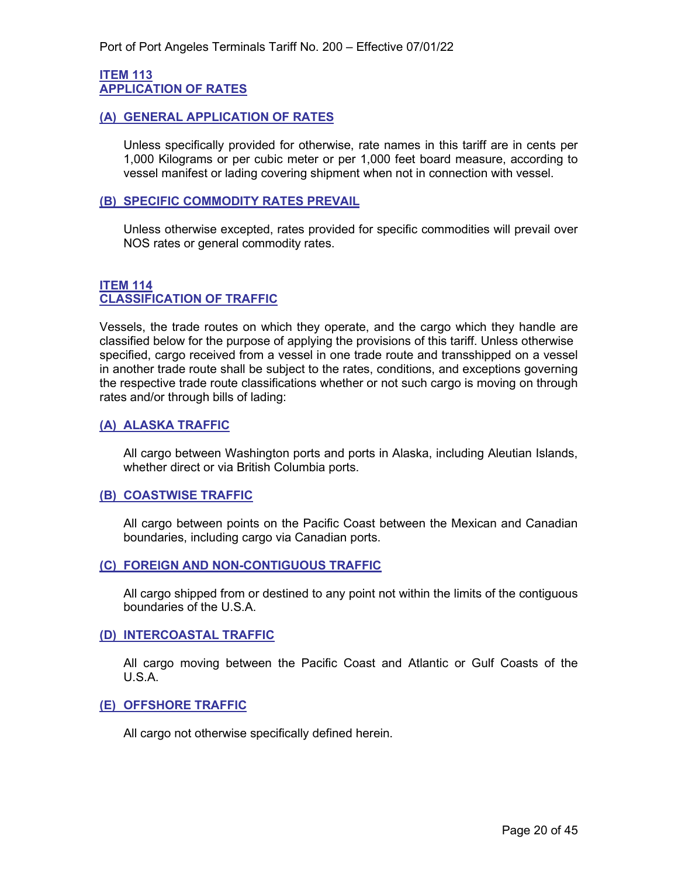## ITEM 113
## APPLICATION OF RATES

### (A) GENERAL APPLICATION OF RATES

Unless specifically provided for otherwise, rate names in this tariff are in cents per 1,000 Kilograms or per cubic meter or per 1,000 feet board measure, according to vessel manifest or lading covering shipment when not in connection with vessel.

### (B) SPECIFIC COMMODITY RATES PREVAIL

Unless otherwise excepted, rates provided for specific commodities will prevail over NOS rates or general commodity rates.

## ITEM 114
## CLASSIFICATION OF TRAFFIC

Vessels, the trade routes on which they operate, and the cargo which they handle are classified below for the purpose of applying the provisions of this tariff. Unless otherwise specified, cargo received from a vessel in one trade route and transshipped on a vessel in another trade route shall be subject to the rates, conditions, and exceptions governing the respective trade route classifications whether or not such cargo is moving on through rates and/or through bills of lading:

### (A) ALASKA TRAFFIC

All cargo between Washington ports and ports in Alaska, including Aleutian Islands, whether direct or via British Columbia ports.

### (B) COASTWISE TRAFFIC

All cargo between points on the Pacific Coast between the Mexican and Canadian boundaries, including cargo via Canadian ports.

### (C) FOREIGN AND NON-CONTIGUOUS TRAFFIC

All cargo shipped from or destined to any point not within the limits of the contiguous boundaries of the U.S.A.

### (D) INTERCOASTAL TRAFFIC

All cargo moving between the Pacific Coast and Atlantic or Gulf Coasts of the U.S.A.

### (E) OFFSHORE TRAFFIC

All cargo not otherwise specifically defined herein.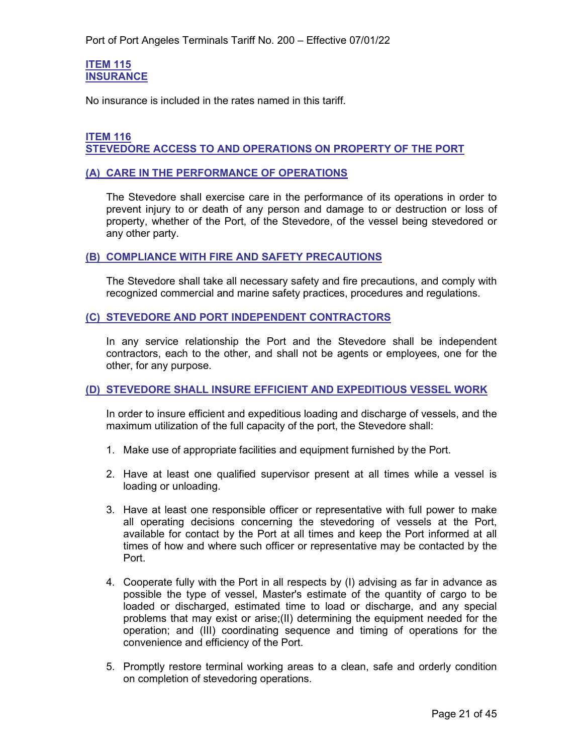## ITEM 115
## INSURANCE

No insurance is included in the rates named in this tariff.

## ITEM 116
## STEVEDORE ACCESS TO AND OPERATIONS ON PROPERTY OF THE PORT

### (A) CARE IN THE PERFORMANCE OF OPERATIONS

The Stevedore shall exercise care in the performance of its operations in order to prevent injury to or death of any person and damage to or destruction or loss of property, whether of the Port, of the Stevedore, of the vessel being stevedored or any other party.

### (B) COMPLIANCE WITH FIRE AND SAFETY PRECAUTIONS

The Stevedore shall take all necessary safety and fire precautions, and comply with recognized commercial and marine safety practices, procedures and regulations.

### (C) STEVEDORE AND PORT INDEPENDENT CONTRACTORS

In any service relationship the Port and the Stevedore shall be independent contractors, each to the other, and shall not be agents or employees, one for the other, for any purpose.

### (D) STEVEDORE SHALL INSURE EFFICIENT AND EXPEDITIOUS VESSEL WORK

In order to insure efficient and expeditious loading and discharge of vessels, and the maximum utilization of the full capacity of the port, the Stevedore shall:

1. Make use of appropriate facilities and equipment furnished by the Port.
2. Have at least one qualified supervisor present at all times while a vessel is loading or unloading.
3. Have at least one responsible officer or representative with full power to make all operating decisions concerning the stevedoring of vessels at the Port, available for contact by the Port at all times and keep the Port informed at all times of how and where such officer or representative may be contacted by the Port.
4. Cooperate fully with the Port in all respects by (I) advising as far in advance as possible the type of vessel, Master's estimate of the quantity of cargo to be loaded or discharged, estimated time to load or discharge, and any special problems that may exist or arise;(II) determining the equipment needed for the operation; and (III) coordinating sequence and timing of operations for the convenience and efficiency of the Port.
5. Promptly restore terminal working areas to a clean, safe and orderly condition on completion of stevedoring operations.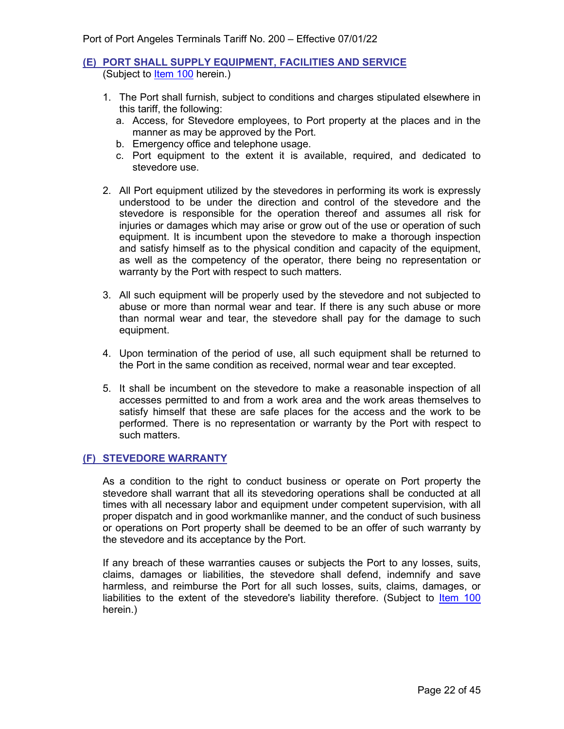## (E) PORT SHALL SUPPLY EQUIPMENT, FACILITIES AND SERVICE

(Subject to Item 100 herein.)

1. The Port shall furnish, subject to conditions and charges stipulated elsewhere in this tariff, the following:
   a. Access, for Stevedore employees, to Port property at the places and in the manner as may be approved by the Port.
   b. Emergency office and telephone usage.
   c. Port equipment to the extent it is available, required, and dedicated to stevedore use.

2. All Port equipment utilized by the stevedores in performing its work is expressly understood to be under the direction and control of the stevedore and the stevedore is responsible for the operation thereof and assumes all risk for injuries or damages which may arise or grow out of the use or operation of such equipment. It is incumbent upon the stevedore to make a thorough inspection and satisfy himself as to the physical condition and capacity of the equipment, as well as the competency of the operator, there being no representation or warranty by the Port with respect to such matters.

3. All such equipment will be properly used by the stevedore and not subjected to abuse or more than normal wear and tear. If there is any such abuse or more than normal wear and tear, the stevedore shall pay for the damage to such equipment.

4. Upon termination of the period of use, all such equipment shall be returned to the Port in the same condition as received, normal wear and tear excepted.

5. It shall be incumbent on the stevedore to make a reasonable inspection of all accesses permitted to and from a work area and the work areas themselves to satisfy himself that these are safe places for the access and the work to be performed. There is no representation or warranty by the Port with respect to such matters.

## (F) STEVEDORE WARRANTY

As a condition to the right to conduct business or operate on Port property the stevedore shall warrant that all its stevedoring operations shall be conducted at all times with all necessary labor and equipment under competent supervision, with all proper dispatch and in good workmanlike manner, and the conduct of such business or operations on Port property shall be deemed to be an offer of such warranty by the stevedore and its acceptance by the Port.

If any breach of these warranties causes or subjects the Port to any losses, suits, claims, damages or liabilities, the stevedore shall defend, indemnify and save harmless, and reimburse the Port for all such losses, suits, claims, damages, or liabilities to the extent of the stevedore's liability therefore. (Subject to Item 100 herein.)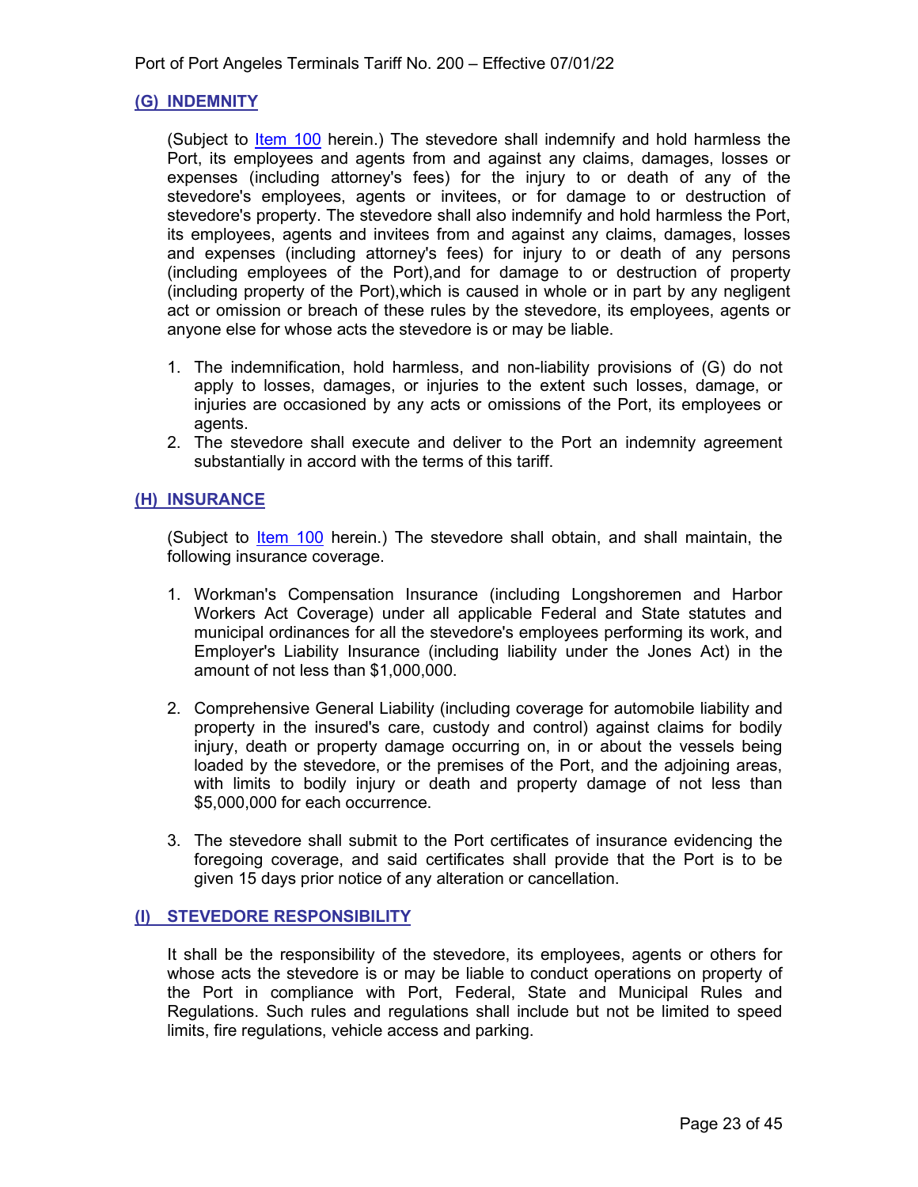### (G) INDEMNITY

(Subject to Item 100 herein.) The stevedore shall indemnify and hold harmless the Port, its employees and agents from and against any claims, damages, losses or expenses (including attorney's fees) for the injury to or death of any of the stevedore's employees, agents or invitees, or for damage to or destruction of stevedore's property. The stevedore shall also indemnify and hold harmless the Port, its employees, agents and invitees from and against any claims, damages, losses and expenses (including attorney's fees) for injury to or death of any persons (including employees of the Port),and for damage to or destruction of property (including property of the Port),which is caused in whole or in part by any negligent act or omission or breach of these rules by the stevedore, its employees, agents or anyone else for whose acts the stevedore is or may be liable.

1. The indemnification, hold harmless, and non-liability provisions of (G) do not apply to losses, damages, or injuries to the extent such losses, damage, or injuries are occasioned by any acts or omissions of the Port, its employees or agents.
2. The stevedore shall execute and deliver to the Port an indemnity agreement substantially in accord with the terms of this tariff.

### (H) INSURANCE

(Subject to Item 100 herein.) The stevedore shall obtain, and shall maintain, the following insurance coverage.

1. Workman's Compensation Insurance (including Longshoremen and Harbor Workers Act Coverage) under all applicable Federal and State statutes and municipal ordinances for all the stevedore's employees performing its work, and Employer's Liability Insurance (including liability under the Jones Act) in the amount of not less than $1,000,000.

2. Comprehensive General Liability (including coverage for automobile liability and property in the insured's care, custody and control) against claims for bodily injury, death or property damage occurring on, in or about the vessels being loaded by the stevedore, or the premises of the Port, and the adjoining areas, with limits to bodily injury or death and property damage of not less than $5,000,000 for each occurrence.

3. The stevedore shall submit to the Port certificates of insurance evidencing the foregoing coverage, and said certificates shall provide that the Port is to be given 15 days prior notice of any alteration or cancellation.

### (I) STEVEDORE RESPONSIBILITY

It shall be the responsibility of the stevedore, its employees, agents or others for whose acts the stevedore is or may be liable to conduct operations on property of the Port in compliance with Port, Federal, State and Municipal Rules and Regulations. Such rules and regulations shall include but not be limited to speed limits, fire regulations, vehicle access and parking.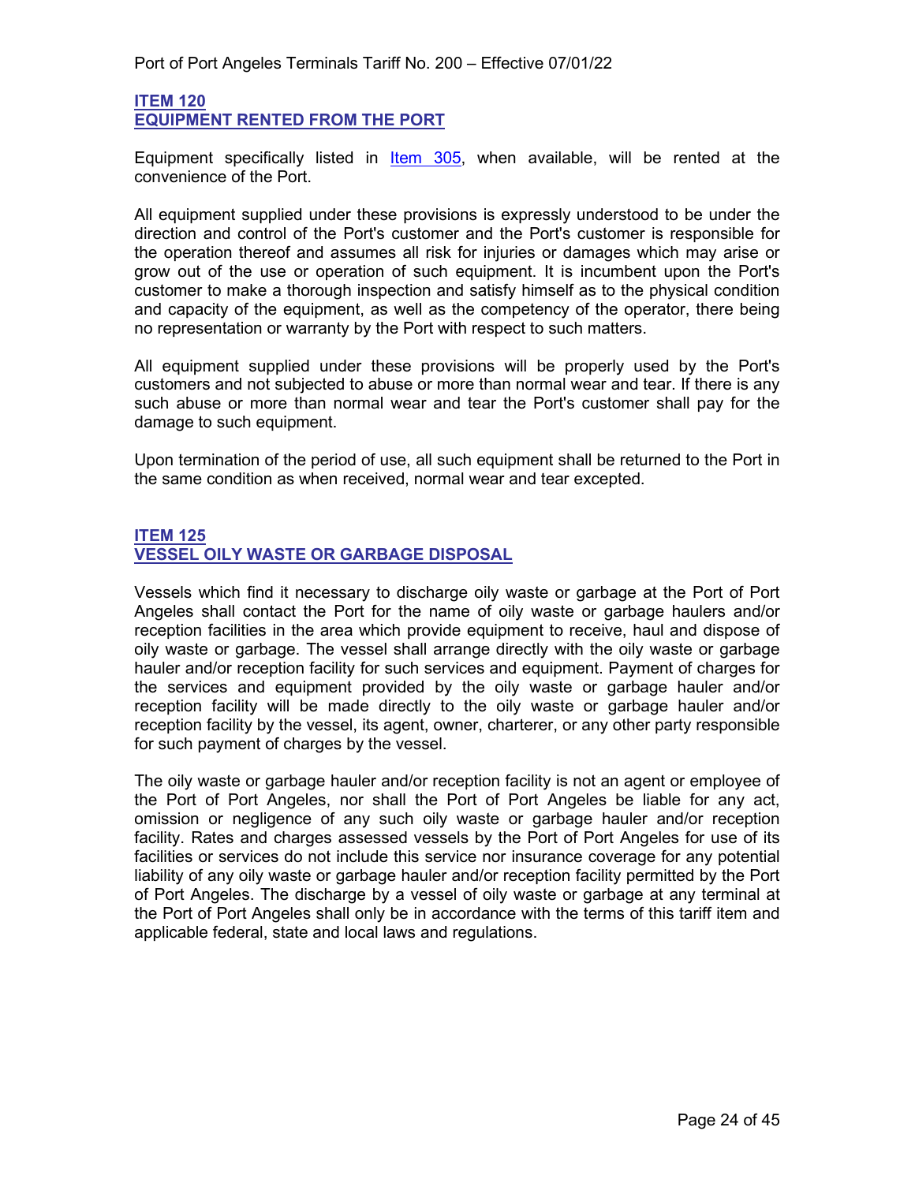## ITEM 120
## EQUIPMENT RENTED FROM THE PORT

Equipment specifically listed in Item 305, when available, will be rented at the convenience of the Port.

All equipment supplied under these provisions is expressly understood to be under the direction and control of the Port's customer and the Port's customer is responsible for the operation thereof and assumes all risk for injuries or damages which may arise or grow out of the use or operation of such equipment. It is incumbent upon the Port's customer to make a thorough inspection and satisfy himself as to the physical condition and capacity of the equipment, as well as the competency of the operator, there being no representation or warranty by the Port with respect to such matters.

All equipment supplied under these provisions will be properly used by the Port's customers and not subjected to abuse or more than normal wear and tear. If there is any such abuse or more than normal wear and tear the Port's customer shall pay for the damage to such equipment.

Upon termination of the period of use, all such equipment shall be returned to the Port in the same condition as when received, normal wear and tear excepted.

## ITEM 125
## VESSEL OILY WASTE OR GARBAGE DISPOSAL

Vessels which find it necessary to discharge oily waste or garbage at the Port of Port Angeles shall contact the Port for the name of oily waste or garbage haulers and/or reception facilities in the area which provide equipment to receive, haul and dispose of oily waste or garbage. The vessel shall arrange directly with the oily waste or garbage hauler and/or reception facility for such services and equipment. Payment of charges for the services and equipment provided by the oily waste or garbage hauler and/or reception facility will be made directly to the oily waste or garbage hauler and/or reception facility by the vessel, its agent, owner, charterer, or any other party responsible for such payment of charges by the vessel.

The oily waste or garbage hauler and/or reception facility is not an agent or employee of the Port of Port Angeles, nor shall the Port of Port Angeles be liable for any act, omission or negligence of any such oily waste or garbage hauler and/or reception facility. Rates and charges assessed vessels by the Port of Port Angeles for use of its facilities or services do not include this service nor insurance coverage for any potential liability of any oily waste or garbage hauler and/or reception facility permitted by the Port of Port Angeles. The discharge by a vessel of oily waste or garbage at any terminal at the Port of Port Angeles shall only be in accordance with the terms of this tariff item and applicable federal, state and local laws and regulations.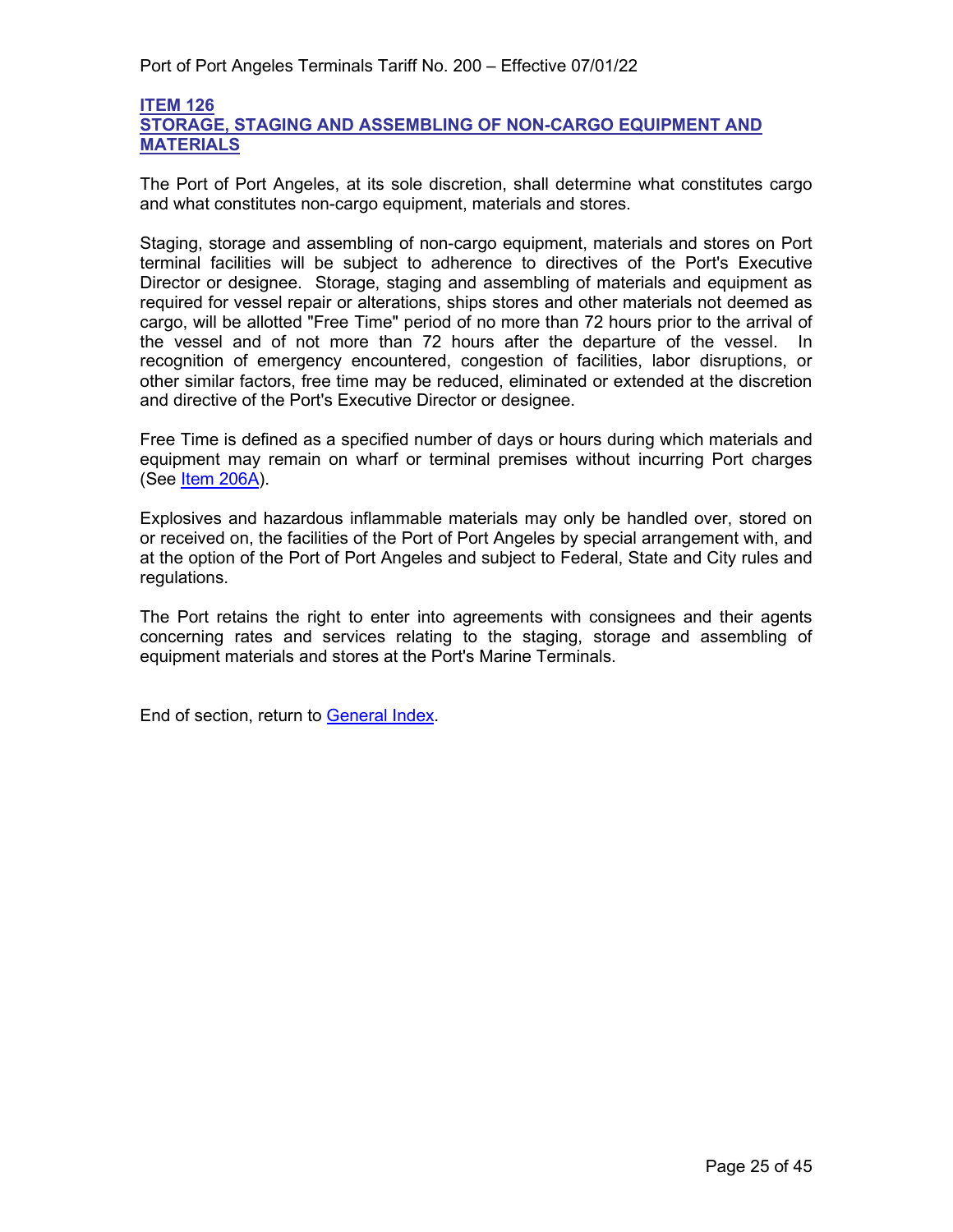## ITEM 126
## STORAGE, STAGING AND ASSEMBLING OF NON-CARGO EQUIPMENT AND MATERIALS

The Port of Port Angeles, at its sole discretion, shall determine what constitutes cargo and what constitutes non-cargo equipment, materials and stores.

Staging, storage and assembling of non-cargo equipment, materials and stores on Port terminal facilities will be subject to adherence to directives of the Port's Executive Director or designee. Storage, staging and assembling of materials and equipment as required for vessel repair or alterations, ships stores and other materials not deemed as cargo, will be allotted "Free Time" period of no more than 72 hours prior to the arrival of the vessel and of not more than 72 hours after the departure of the vessel. In recognition of emergency encountered, congestion of facilities, labor disruptions, or other similar factors, free time may be reduced, eliminated or extended at the discretion and directive of the Port's Executive Director or designee.

Free Time is defined as a specified number of days or hours during which materials and equipment may remain on wharf or terminal premises without incurring Port charges (See Item 206A).

Explosives and hazardous inflammable materials may only be handled over, stored on or received on, the facilities of the Port of Port Angeles by special arrangement with, and at the option of the Port of Port Angeles and subject to Federal, State and City rules and regulations.

The Port retains the right to enter into agreements with consignees and their agents concerning rates and services relating to the staging, storage and assembling of equipment materials and stores at the Port's Marine Terminals.

End of section, return to General Index.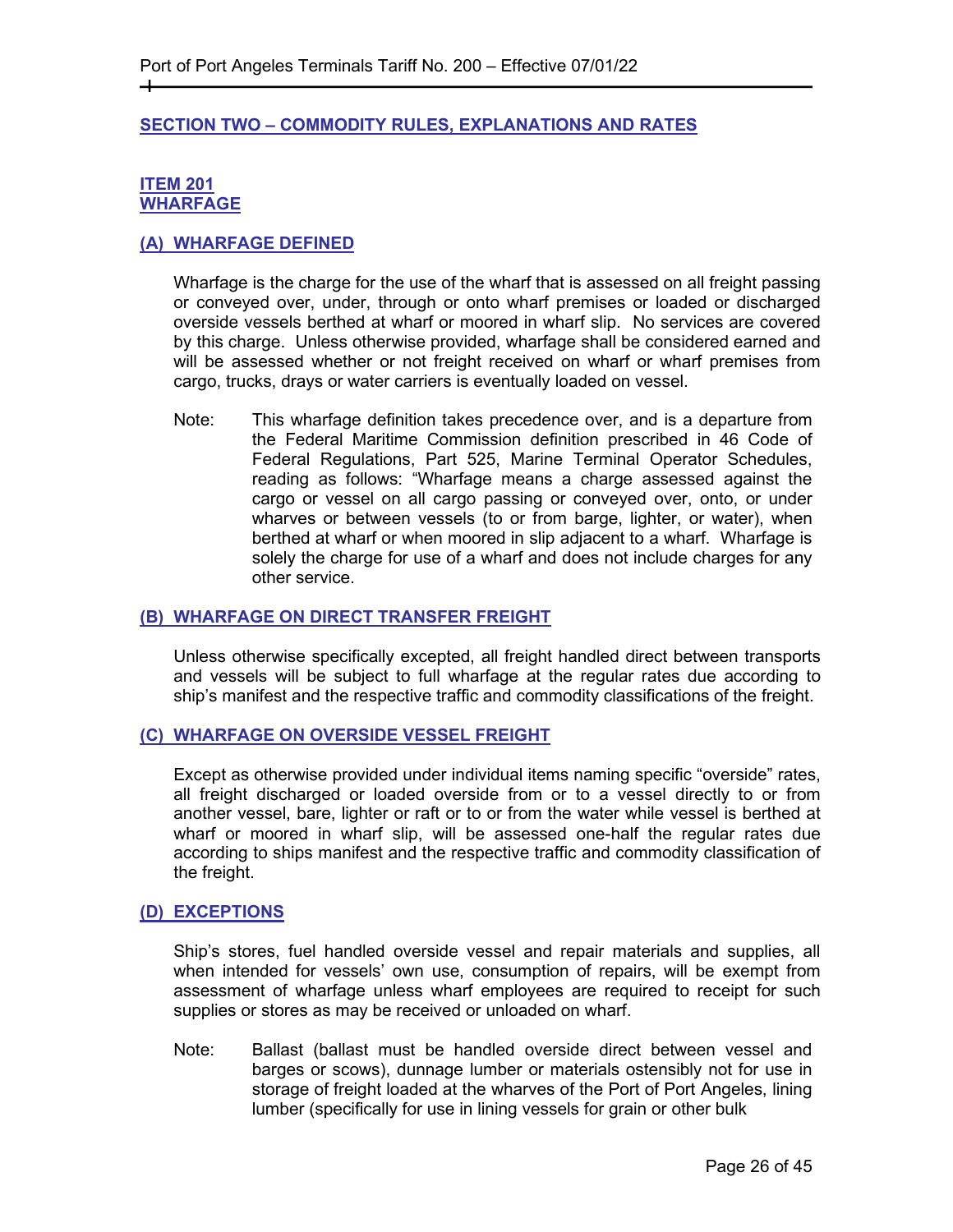## SECTION TWO – COMMODITY RULES, EXPLANATIONS AND RATES

### ITEM 201
### WHARFAGE

#### (A) WHARFAGE DEFINED

Wharfage is the charge for the use of the wharf that is assessed on all freight passing or conveyed over, under, through or onto wharf premises or loaded or discharged overside vessels berthed at wharf or moored in wharf slip. No services are covered by this charge. Unless otherwise provided, wharfage shall be considered earned and will be assessed whether or not freight received on wharf or wharf premises from cargo, trucks, drays or water carriers is eventually loaded on vessel.

Note: This wharfage definition takes precedence over, and is a departure from the Federal Maritime Commission definition prescribed in 46 Code of Federal Regulations, Part 525, Marine Terminal Operator Schedules, reading as follows: "Wharfage means a charge assessed against the cargo or vessel on all cargo passing or conveyed over, onto, or under wharves or between vessels (to or from barge, lighter, or water), when berthed at wharf or when moored in slip adjacent to a wharf. Wharfage is solely the charge for use of a wharf and does not include charges for any other service.

#### (B) WHARFAGE ON DIRECT TRANSFER FREIGHT

Unless otherwise specifically excepted, all freight handled direct between transports and vessels will be subject to full wharfage at the regular rates due according to ship's manifest and the respective traffic and commodity classifications of the freight.

#### (C) WHARFAGE ON OVERSIDE VESSEL FREIGHT

Except as otherwise provided under individual items naming specific "overside" rates, all freight discharged or loaded overside from or to a vessel directly to or from another vessel, bare, lighter or raft or to or from the water while vessel is berthed at wharf or moored in wharf slip, will be assessed one-half the regular rates due according to ships manifest and the respective traffic and commodity classification of the freight.

#### (D) EXCEPTIONS

Ship's stores, fuel handled overside vessel and repair materials and supplies, all when intended for vessels' own use, consumption of repairs, will be exempt from assessment of wharfage unless wharf employees are required to receipt for such supplies or stores as may be received or unloaded on wharf.

Note: Ballast (ballast must be handled overside direct between vessel and barges or scows), dunnage lumber or materials ostensibly not for use in storage of freight loaded at the wharves of the Port of Port Angeles, lining lumber (specifically for use in lining vessels for grain or other bulk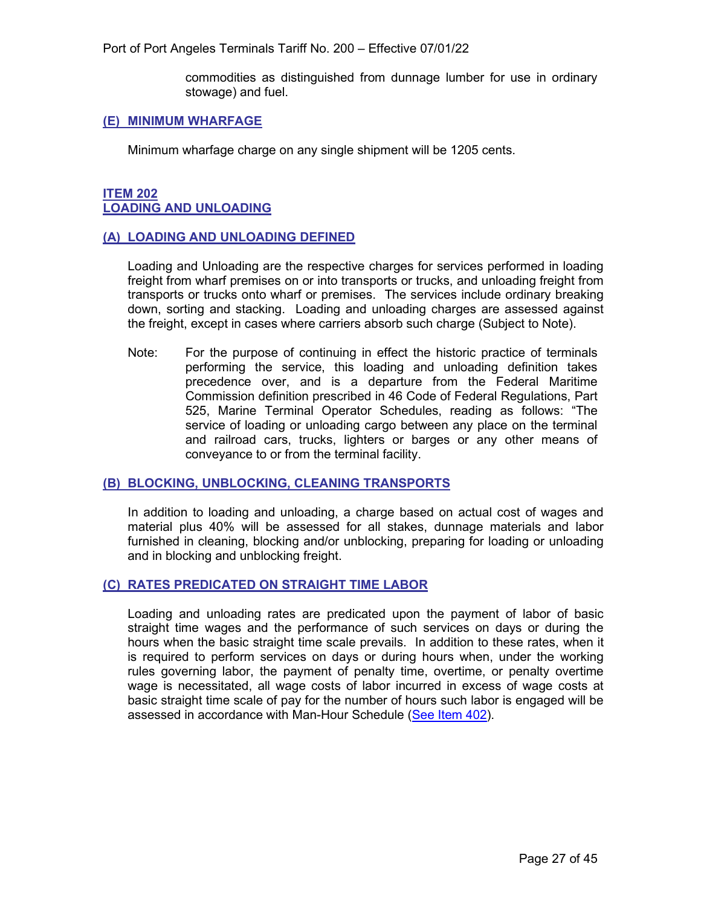commodities as distinguished from dunnage lumber for use in ordinary stowage) and fuel.

### (E) MINIMUM WHARFAGE

Minimum wharfage charge on any single shipment will be 1205 cents.

## ITEM 202
## LOADING AND UNLOADING

### (A) LOADING AND UNLOADING DEFINED

Loading and Unloading are the respective charges for services performed in loading freight from wharf premises on or into transports or trucks, and unloading freight from transports or trucks onto wharf or premises. The services include ordinary breaking down, sorting and stacking. Loading and unloading charges are assessed against the freight, except in cases where carriers absorb such charge (Subject to Note).

Note: For the purpose of continuing in effect the historic practice of terminals performing the service, this loading and unloading definition takes precedence over, and is a departure from the Federal Maritime Commission definition prescribed in 46 Code of Federal Regulations, Part 525, Marine Terminal Operator Schedules, reading as follows: "The service of loading or unloading cargo between any place on the terminal and railroad cars, trucks, lighters or barges or any other means of conveyance to or from the terminal facility.

### (B) BLOCKING, UNBLOCKING, CLEANING TRANSPORTS

In addition to loading and unloading, a charge based on actual cost of wages and material plus 40% will be assessed for all stakes, dunnage materials and labor furnished in cleaning, blocking and/or unblocking, preparing for loading or unloading and in blocking and unblocking freight.

### (C) RATES PREDICATED ON STRAIGHT TIME LABOR

Loading and unloading rates are predicated upon the payment of labor of basic straight time wages and the performance of such services on days or during the hours when the basic straight time scale prevails. In addition to these rates, when it is required to perform services on days or during hours when, under the working rules governing labor, the payment of penalty time, overtime, or penalty overtime wage is necessitated, all wage costs of labor incurred in excess of wage costs at basic straight time scale of pay for the number of hours such labor is engaged will be assessed in accordance with Man-Hour Schedule (See Item 402).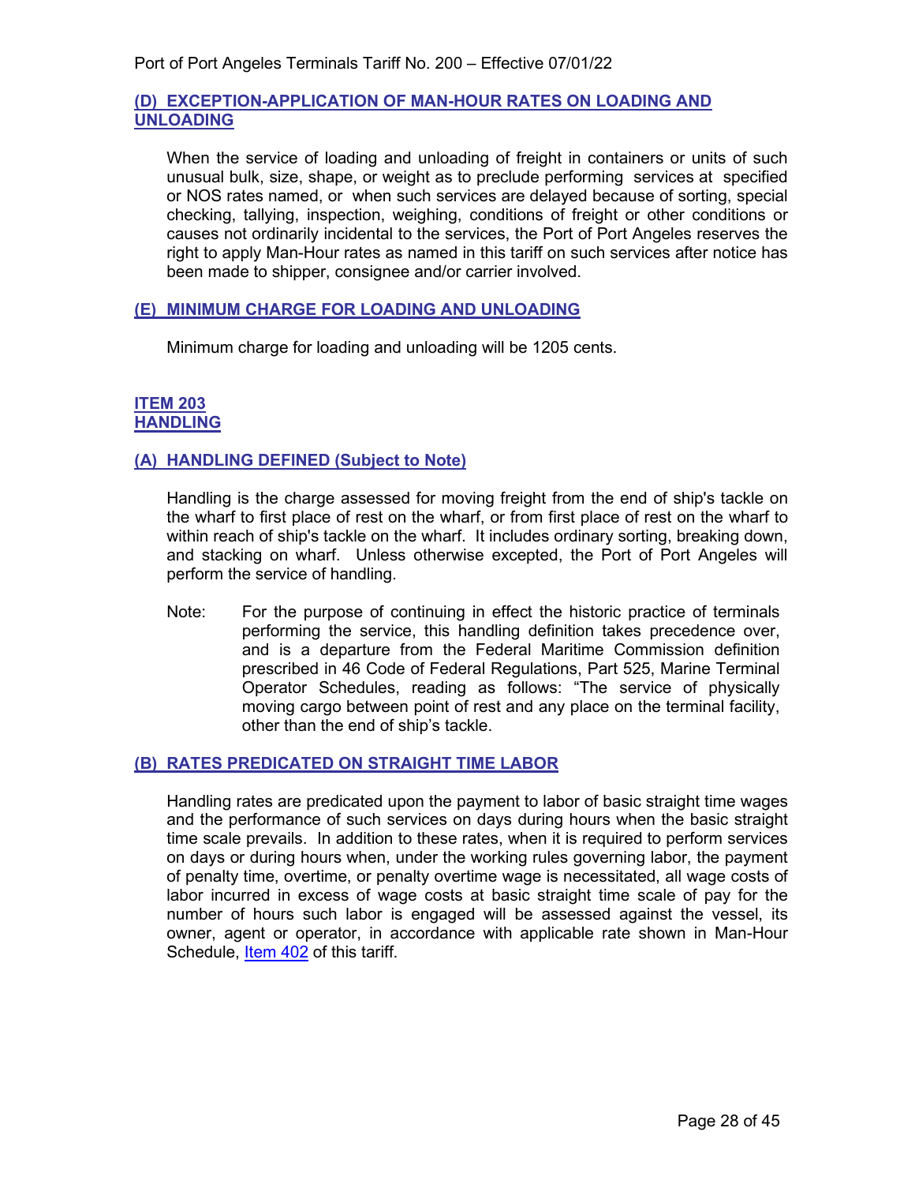### (D) EXCEPTION-APPLICATION OF MAN-HOUR RATES ON LOADING AND UNLOADING

When the service of loading and unloading of freight in containers or units of such unusual bulk, size, shape, or weight as to preclude performing services at specified or NOS rates named, or when such services are delayed because of sorting, special checking, tallying, inspection, weighing, conditions of freight or other conditions or causes not ordinarily incidental to the services, the Port of Port Angeles reserves the right to apply Man-Hour rates as named in this tariff on such services after notice has been made to shipper, consignee and/or carrier involved.

### (E) MINIMUM CHARGE FOR LOADING AND UNLOADING

Minimum charge for loading and unloading will be 1205 cents.

## ITEM 203
## HANDLING

### (A) HANDLING DEFINED (Subject to Note)

Handling is the charge assessed for moving freight from the end of ship's tackle on the wharf to first place of rest on the wharf, or from first place of rest on the wharf to within reach of ship's tackle on the wharf. It includes ordinary sorting, breaking down, and stacking on wharf. Unless otherwise excepted, the Port of Port Angeles will perform the service of handling.

Note: For the purpose of continuing in effect the historic practice of terminals performing the service, this handling definition takes precedence over, and is a departure from the Federal Maritime Commission definition prescribed in 46 Code of Federal Regulations, Part 525, Marine Terminal Operator Schedules, reading as follows: "The service of physically moving cargo between point of rest and any place on the terminal facility, other than the end of ship's tackle.

### (B) RATES PREDICATED ON STRAIGHT TIME LABOR

Handling rates are predicated upon the payment to labor of basic straight time wages and the performance of such services on days during hours when the basic straight time scale prevails. In addition to these rates, when it is required to perform services on days or during hours when, under the working rules governing labor, the payment of penalty time, overtime, or penalty overtime wage is necessitated, all wage costs of labor incurred in excess of wage costs at basic straight time scale of pay for the number of hours such labor is engaged will be assessed against the vessel, its owner, agent or operator, in accordance with applicable rate shown in Man-Hour Schedule, Item 402 of this tariff.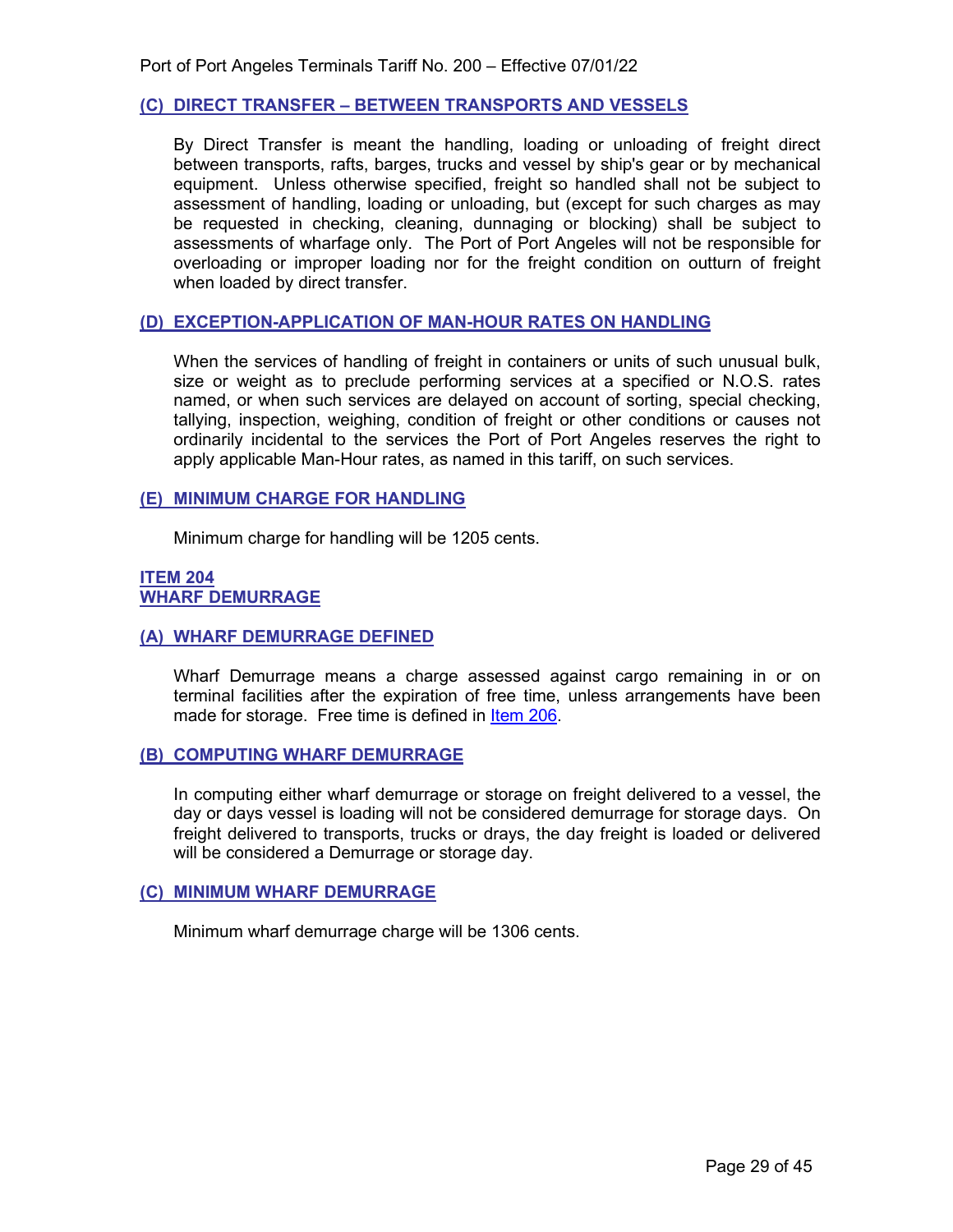### (C) DIRECT TRANSFER – BETWEEN TRANSPORTS AND VESSELS

By Direct Transfer is meant the handling, loading or unloading of freight direct between transports, rafts, barges, trucks and vessel by ship's gear or by mechanical equipment. Unless otherwise specified, freight so handled shall not be subject to assessment of handling, loading or unloading, but (except for such charges as may be requested in checking, cleaning, dunnaging or blocking) shall be subject to assessments of wharfage only. The Port of Port Angeles will not be responsible for overloading or improper loading nor for the freight condition on outturn of freight when loaded by direct transfer.

### (D) EXCEPTION-APPLICATION OF MAN-HOUR RATES ON HANDLING

When the services of handling of freight in containers or units of such unusual bulk, size or weight as to preclude performing services at a specified or N.O.S. rates named, or when such services are delayed on account of sorting, special checking, tallying, inspection, weighing, condition of freight or other conditions or causes not ordinarily incidental to the services the Port of Port Angeles reserves the right to apply applicable Man-Hour rates, as named in this tariff, on such services.

### (E) MINIMUM CHARGE FOR HANDLING

Minimum charge for handling will be 1205 cents.

## ITEM 204
## WHARF DEMURRAGE

### (A) WHARF DEMURRAGE DEFINED

Wharf Demurrage means a charge assessed against cargo remaining in or on terminal facilities after the expiration of free time, unless arrangements have been made for storage. Free time is defined in Item 206.

### (B) COMPUTING WHARF DEMURRAGE

In computing either wharf demurrage or storage on freight delivered to a vessel, the day or days vessel is loading will not be considered demurrage for storage days. On freight delivered to transports, trucks or drays, the day freight is loaded or delivered will be considered a Demurrage or storage day.

### (C) MINIMUM WHARF DEMURRAGE

Minimum wharf demurrage charge will be 1306 cents.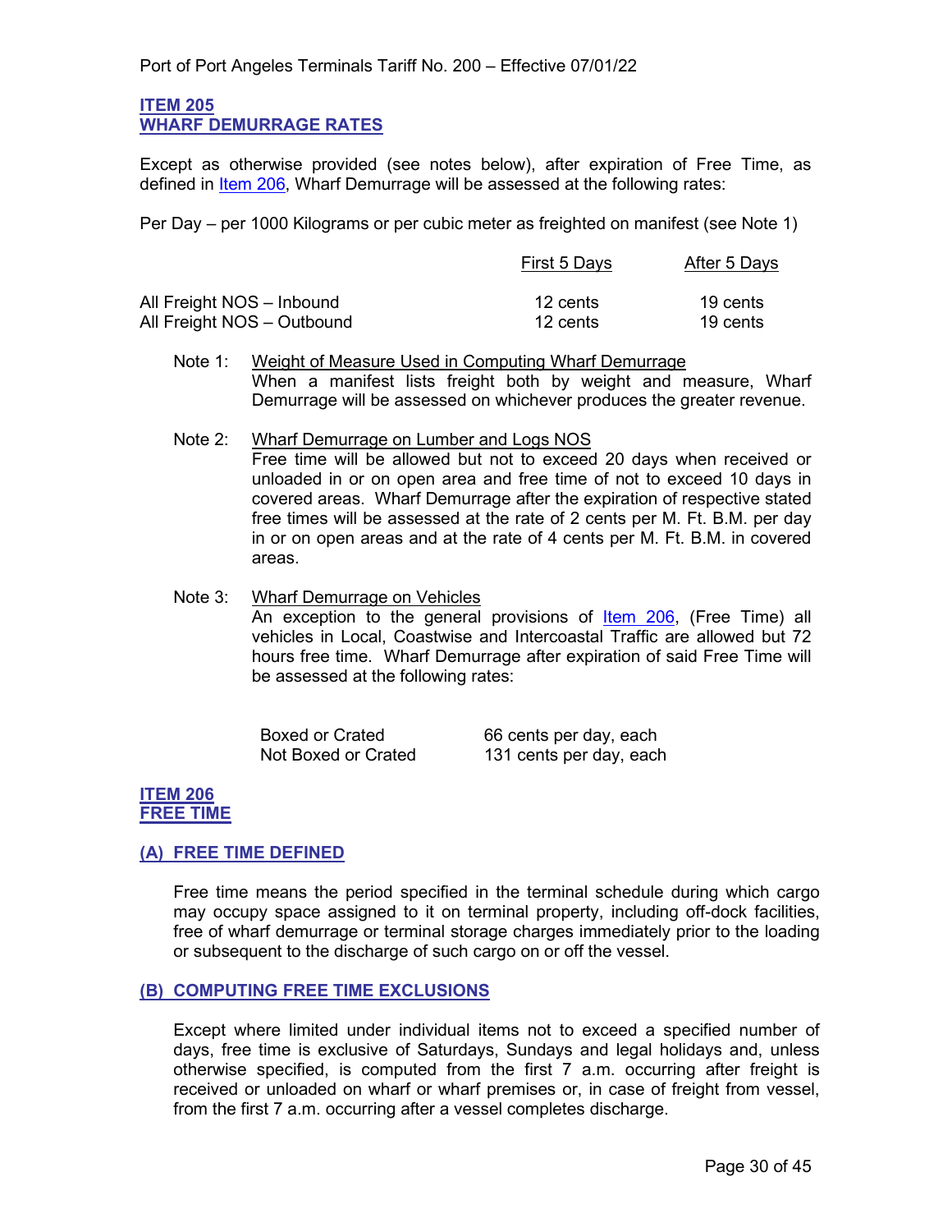## ITEM 205
## WHARF DEMURRAGE RATES

Except as otherwise provided (see notes below), after expiration of Free Time, as defined in Item 206, Wharf Demurrage will be assessed at the following rates:

Per Day – per 1000 Kilograms or per cubic meter as freighted on manifest (see Note 1)

| | First 5 Days | After 5 Days |
|---|---|---|
| All Freight NOS – Inbound | 12 cents | 19 cents |
| All Freight NOS – Outbound | 12 cents | 19 cents |

Note 1: Weight of Measure Used in Computing Wharf Demurrage
When a manifest lists freight both by weight and measure, Wharf Demurrage will be assessed on whichever produces the greater revenue.

Note 2: Wharf Demurrage on Lumber and Logs NOS
Free time will be allowed but not to exceed 20 days when received or unloaded in or on open area and free time of not to exceed 10 days in covered areas. Wharf Demurrage after the expiration of respective stated free times will be assessed at the rate of 2 cents per M. Ft. B.M. per day in or on open areas and at the rate of 4 cents per M. Ft. B.M. in covered areas.

Note 3: Wharf Demurrage on Vehicles
An exception to the general provisions of Item 206, (Free Time) all vehicles in Local, Coastwise and Intercoastal Traffic are allowed but 72 hours free time. Wharf Demurrage after expiration of said Free Time will be assessed at the following rates:

| | |
|---|---|
| Boxed or Crated | 66 cents per day, each |
| Not Boxed or Crated | 131 cents per day, each |

## ITEM 206
## FREE TIME

### (A) FREE TIME DEFINED

Free time means the period specified in the terminal schedule during which cargo may occupy space assigned to it on terminal property, including off-dock facilities, free of wharf demurrage or terminal storage charges immediately prior to the loading or subsequent to the discharge of such cargo on or off the vessel.

### (B) COMPUTING FREE TIME EXCLUSIONS

Except where limited under individual items not to exceed a specified number of days, free time is exclusive of Saturdays, Sundays and legal holidays and, unless otherwise specified, is computed from the first 7 a.m. occurring after freight is received or unloaded on wharf or wharf premises or, in case of freight from vessel, from the first 7 a.m. occurring after a vessel completes discharge.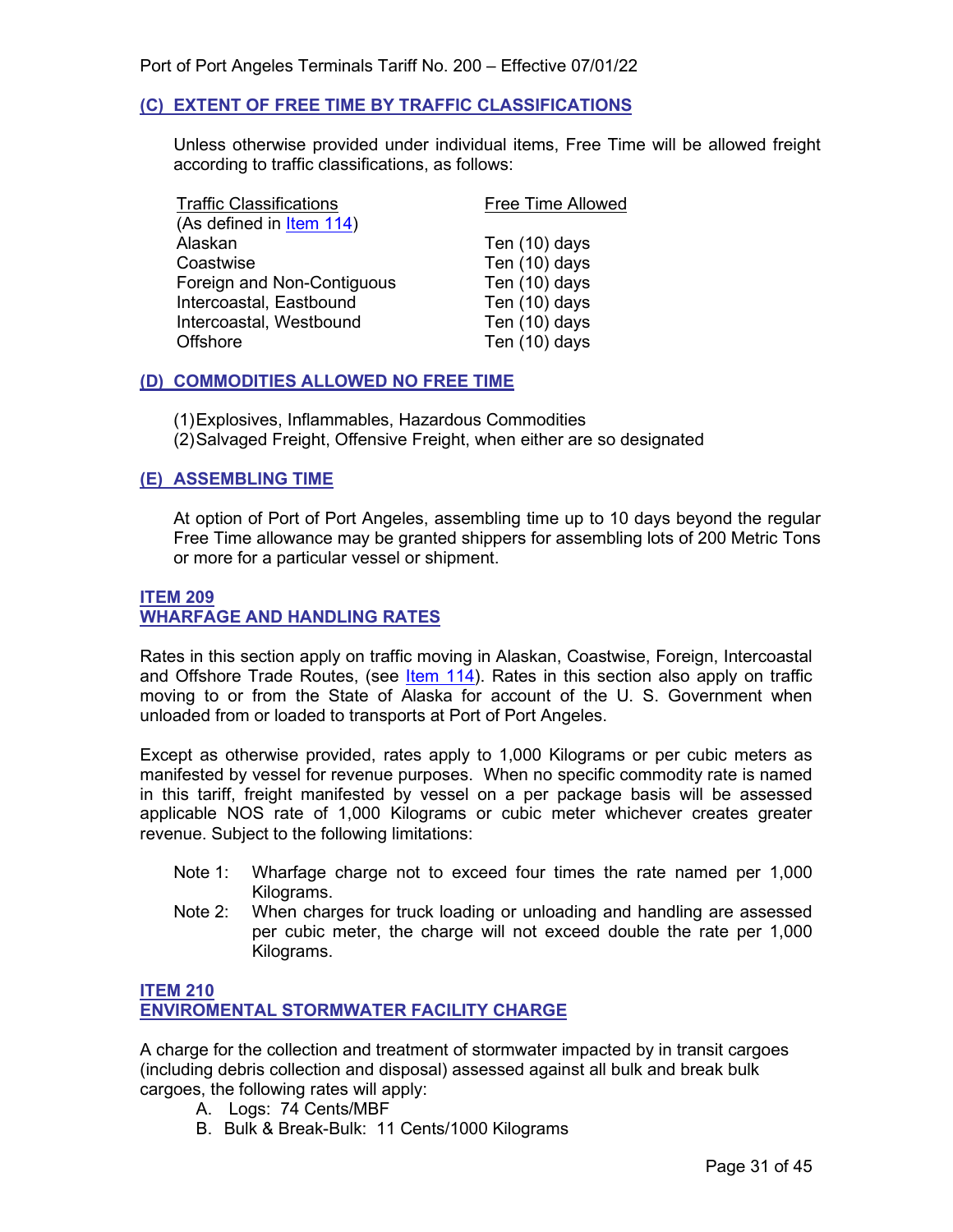### (C) EXTENT OF FREE TIME BY TRAFFIC CLASSIFICATIONS

Unless otherwise provided under individual items, Free Time will be allowed freight according to traffic classifications, as follows:

| Traffic Classifications (As defined in Item 114) | Free Time Allowed |
|---|---|
| Alaskan | Ten (10) days |
| Coastwise | Ten (10) days |
| Foreign and Non-Contiguous | Ten (10) days |
| Intercoastal, Eastbound | Ten (10) days |
| Intercoastal, Westbound | Ten (10) days |
| Offshore | Ten (10) days |

### (D) COMMODITIES ALLOWED NO FREE TIME

(1) Explosives, Inflammables, Hazardous Commodities
(2) Salvaged Freight, Offensive Freight, when either are so designated

### (E) ASSEMBLING TIME

At option of Port of Port Angeles, assembling time up to 10 days beyond the regular Free Time allowance may be granted shippers for assembling lots of 200 Metric Tons or more for a particular vessel or shipment.

## ITEM 209
## WHARFAGE AND HANDLING RATES

Rates in this section apply on traffic moving in Alaskan, Coastwise, Foreign, Intercoastal and Offshore Trade Routes, (see Item 114). Rates in this section also apply on traffic moving to or from the State of Alaska for account of the U. S. Government when unloaded from or loaded to transports at Port of Port Angeles.

Except as otherwise provided, rates apply to 1,000 Kilograms or per cubic meters as manifested by vessel for revenue purposes. When no specific commodity rate is named in this tariff, freight manifested by vessel on a per package basis will be assessed applicable NOS rate of 1,000 Kilograms or cubic meter whichever creates greater revenue. Subject to the following limitations:

Note 1: Wharfage charge not to exceed four times the rate named per 1,000 Kilograms.

Note 2: When charges for truck loading or unloading and handling are assessed per cubic meter, the charge will not exceed double the rate per 1,000 Kilograms.

## ITEM 210
## ENVIROMENTAL STORMWATER FACILITY CHARGE

A charge for the collection and treatment of stormwater impacted by in transit cargoes (including debris collection and disposal) assessed against all bulk and break bulk cargoes, the following rates will apply:

A. Logs: 74 Cents/MBF
B. Bulk & Break-Bulk: 11 Cents/1000 Kilograms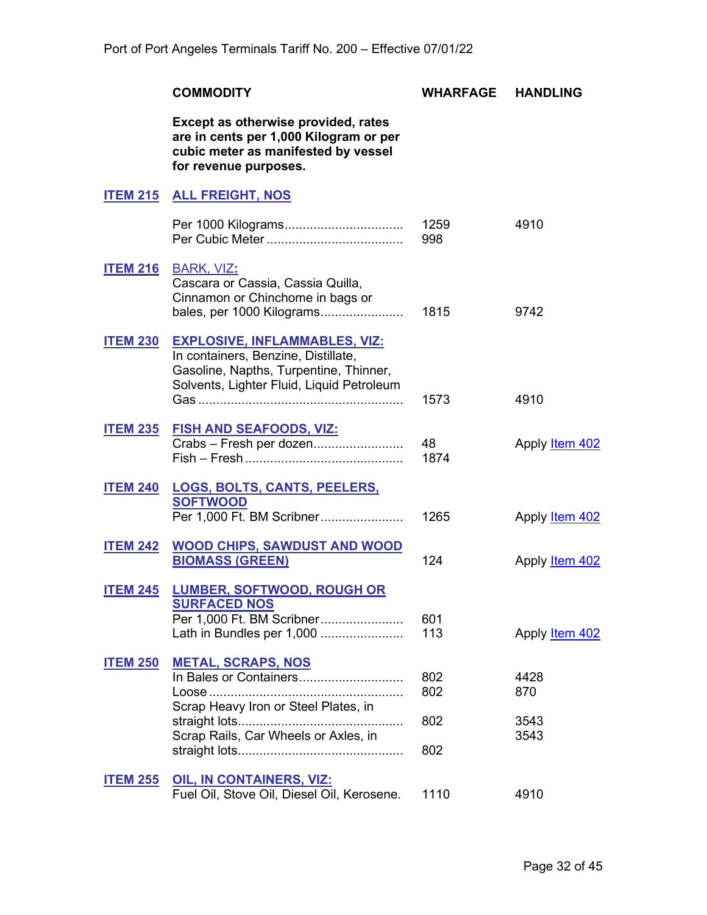| | COMMODITY | WHARFAGE | HANDLING |
|---|---|---|---|
| | **Except as otherwise provided, rates are in cents per 1,000 Kilogram or per cubic meter as manifested by vessel for revenue purposes.** | | |
| **ITEM 215** | **ALL FREIGHT, NOS** | | |
| | Per 1000 Kilograms................................ | 1259 | 4910 |
| | Per Cubic Meter ..................................... | 998 | |
| **ITEM 216** | BARK, VIZ: Cascara or Cassia, Cassia Quilla, Cinnamon or Chinchome in bags or bales, per 1000 Kilograms...................... | 1815 | 9742 |
| **ITEM 230** | **EXPLOSIVE, INFLAMMABLES, VIZ:** In containers, Benzine, Distillate, Gasoline, Napths, Turpentine, Thinner, Solvents, Lighter Fluid, Liquid Petroleum Gas ....................................................... | 1573 | 4910 |
| **ITEM 235** | **FISH AND SEAFOODS, VIZ:** | | |
| | Crabs – Fresh per dozen........................ | 48 | Apply Item 402 |
| | Fish – Fresh ........................................... | 1874 | |
| **ITEM 240** | **LOGS, BOLTS, CANTS, PEELERS, SOFTWOOD** Per 1,000 Ft. BM Scribner...................... | 1265 | Apply Item 402 |
| **ITEM 242** | **WOOD CHIPS, SAWDUST AND WOOD BIOMASS (GREEN)** | 124 | Apply Item 402 |
| **ITEM 245** | **LUMBER, SOFTWOOD, ROUGH OR SURFACED NOS** | | |
| | Per 1,000 Ft. BM Scribner...................... | 601 | |
| | Lath in Bundles per 1,000 ...................... | 113 | Apply Item 402 |
| **ITEM 250** | **METAL, SCRAPS, NOS** | | |
| | In Bales or Containers............................ | 802 | 4428 |
| | Loose .................................................... | 802 | 870 |
| | Scrap Heavy Iron or Steel Plates, in straight lots............................................ | 802 | 3543 |
| | Scrap Rails, Car Wheels or Axles, in straight lots............................................ | 802 | 3543 |
| **ITEM 255** | **OIL, IN CONTAINERS, VIZ:** Fuel Oil, Stove Oil, Diesel Oil, Kerosene. | 1110 | 4910 |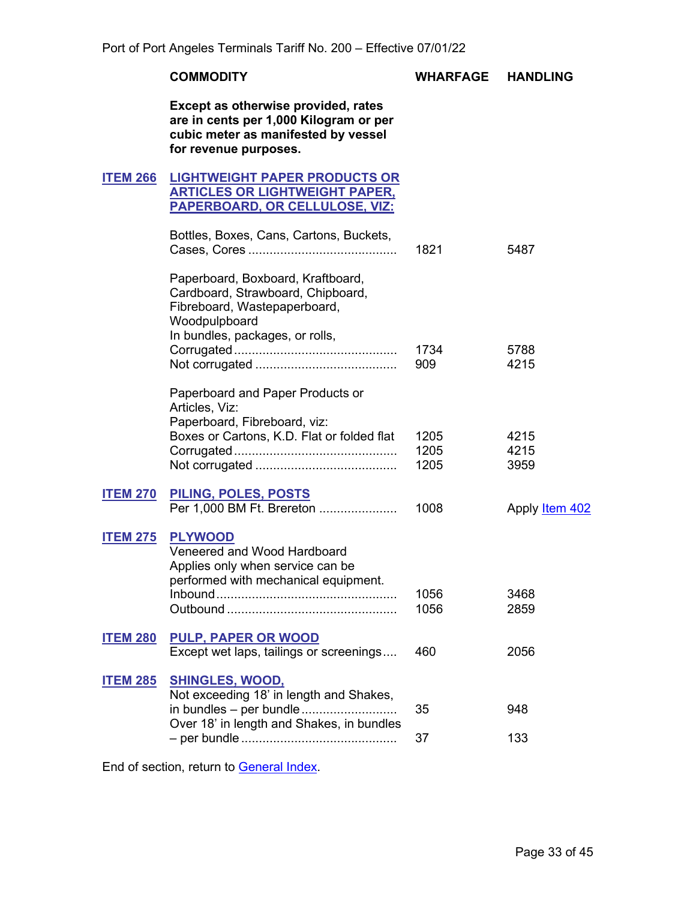| | COMMODITY | WHARFAGE | HANDLING |
|---|---|---|---|
| | **Except as otherwise provided, rates are in cents per 1,000 Kilogram or per cubic meter as manifested by vessel for revenue purposes.** | | |
| **ITEM 266** | **LIGHTWEIGHT PAPER PRODUCTS OR ARTICLES OR LIGHTWEIGHT PAPER, PAPERBOARD, OR CELLULOSE, VIZ:** | | |
| | Bottles, Boxes, Cans, Cartons, Buckets, Cases, Cores | 1821 | 5487 |
| | Paperboard, Boxboard, Kraftboard, Cardboard, Strawboard, Chipboard, Fibreboard, Wastepaperboard, Woodpulpboard In bundles, packages, or rolls, | | |
| | Corrugated | 1734 | 5788 |
| | Not corrugated | 909 | 4215 |
| | Paperboard and Paper Products or Articles, Viz: Paperboard, Fibreboard, viz: | | |
| | Boxes or Cartons, K.D. Flat or folded flat | 1205 | 4215 |
| | Corrugated | 1205 | 4215 |
| | Not corrugated | 1205 | 3959 |
| **ITEM 270** | **PILING, POLES, POSTS** | | |
| | Per 1,000 BM Ft. Brereton | 1008 | Apply Item 402 |
| **ITEM 275** | **PLYWOOD** | | |
| | Veneered and Wood Hardboard Applies only when service can be performed with mechanical equipment. | | |
| | Inbound | 1056 | 3468 |
| | Outbound | 1056 | 2859 |
| **ITEM 280** | **PULP, PAPER OR WOOD** | | |
| | Except wet laps, tailings or screenings | 460 | 2056 |
| **ITEM 285** | **SHINGLES, WOOD,** | | |
| | Not exceeding 18' in length and Shakes, in bundles – per bundle | 35 | 948 |
| | Over 18' in length and Shakes, in bundles – per bundle | 37 | 133 |

End of section, return to General Index.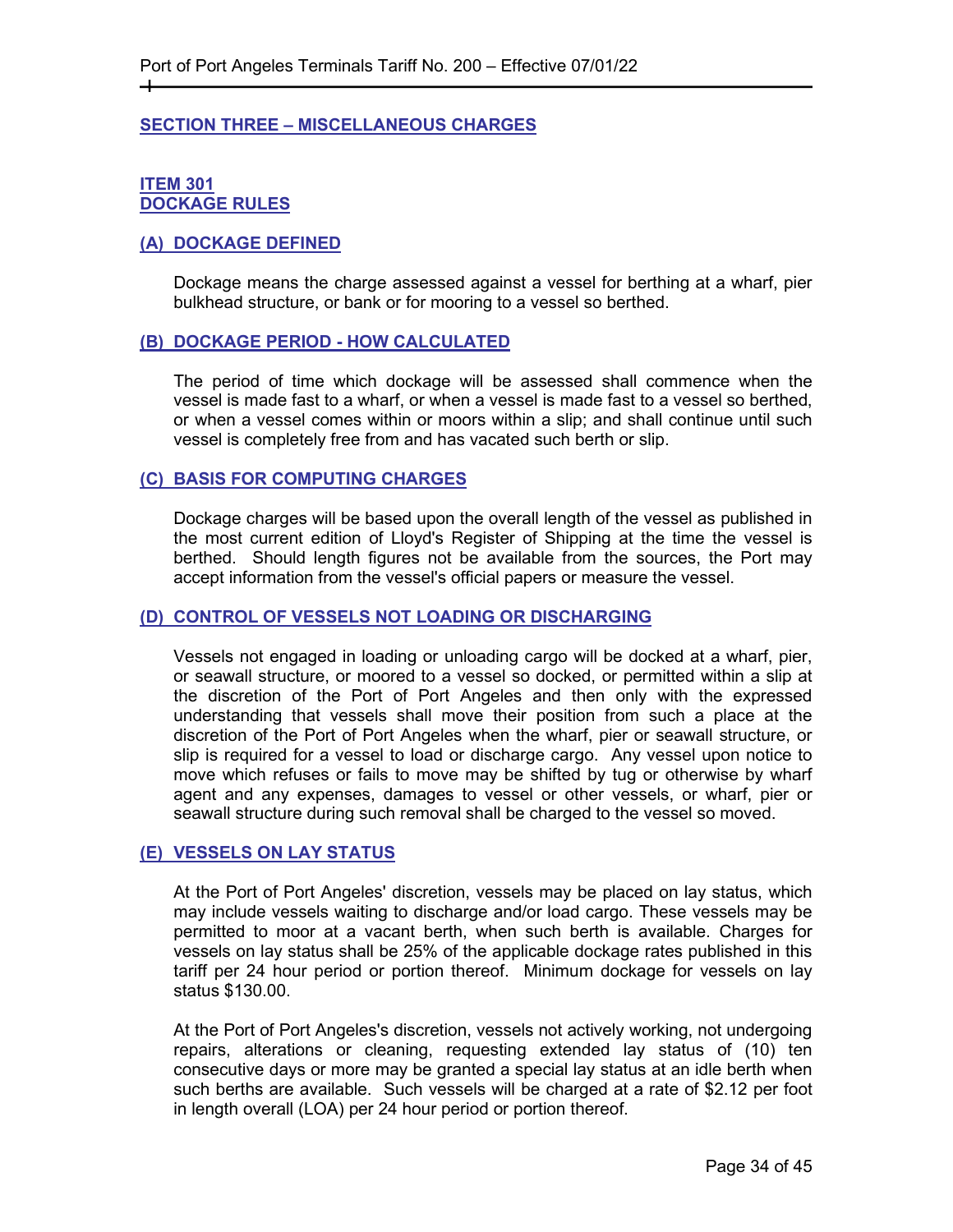## SECTION THREE – MISCELLANEOUS CHARGES

### ITEM 301
### DOCKAGE RULES

#### (A) DOCKAGE DEFINED

Dockage means the charge assessed against a vessel for berthing at a wharf, pier bulkhead structure, or bank or for mooring to a vessel so berthed.

#### (B) DOCKAGE PERIOD - HOW CALCULATED

The period of time which dockage will be assessed shall commence when the vessel is made fast to a wharf, or when a vessel is made fast to a vessel so berthed, or when a vessel comes within or moors within a slip; and shall continue until such vessel is completely free from and has vacated such berth or slip.

#### (C) BASIS FOR COMPUTING CHARGES

Dockage charges will be based upon the overall length of the vessel as published in the most current edition of Lloyd's Register of Shipping at the time the vessel is berthed. Should length figures not be available from the sources, the Port may accept information from the vessel's official papers or measure the vessel.

#### (D) CONTROL OF VESSELS NOT LOADING OR DISCHARGING

Vessels not engaged in loading or unloading cargo will be docked at a wharf, pier, or seawall structure, or moored to a vessel so docked, or permitted within a slip at the discretion of the Port of Port Angeles and then only with the expressed understanding that vessels shall move their position from such a place at the discretion of the Port of Port Angeles when the wharf, pier or seawall structure, or slip is required for a vessel to load or discharge cargo. Any vessel upon notice to move which refuses or fails to move may be shifted by tug or otherwise by wharf agent and any expenses, damages to vessel or other vessels, or wharf, pier or seawall structure during such removal shall be charged to the vessel so moved.

#### (E) VESSELS ON LAY STATUS

At the Port of Port Angeles' discretion, vessels may be placed on lay status, which may include vessels waiting to discharge and/or load cargo. These vessels may be permitted to moor at a vacant berth, when such berth is available. Charges for vessels on lay status shall be 25% of the applicable dockage rates published in this tariff per 24 hour period or portion thereof. Minimum dockage for vessels on lay status $130.00.

At the Port of Port Angeles's discretion, vessels not actively working, not undergoing repairs, alterations or cleaning, requesting extended lay status of (10) ten consecutive days or more may be granted a special lay status at an idle berth when such berths are available. Such vessels will be charged at a rate of $2.12 per foot in length overall (LOA) per 24 hour period or portion thereof.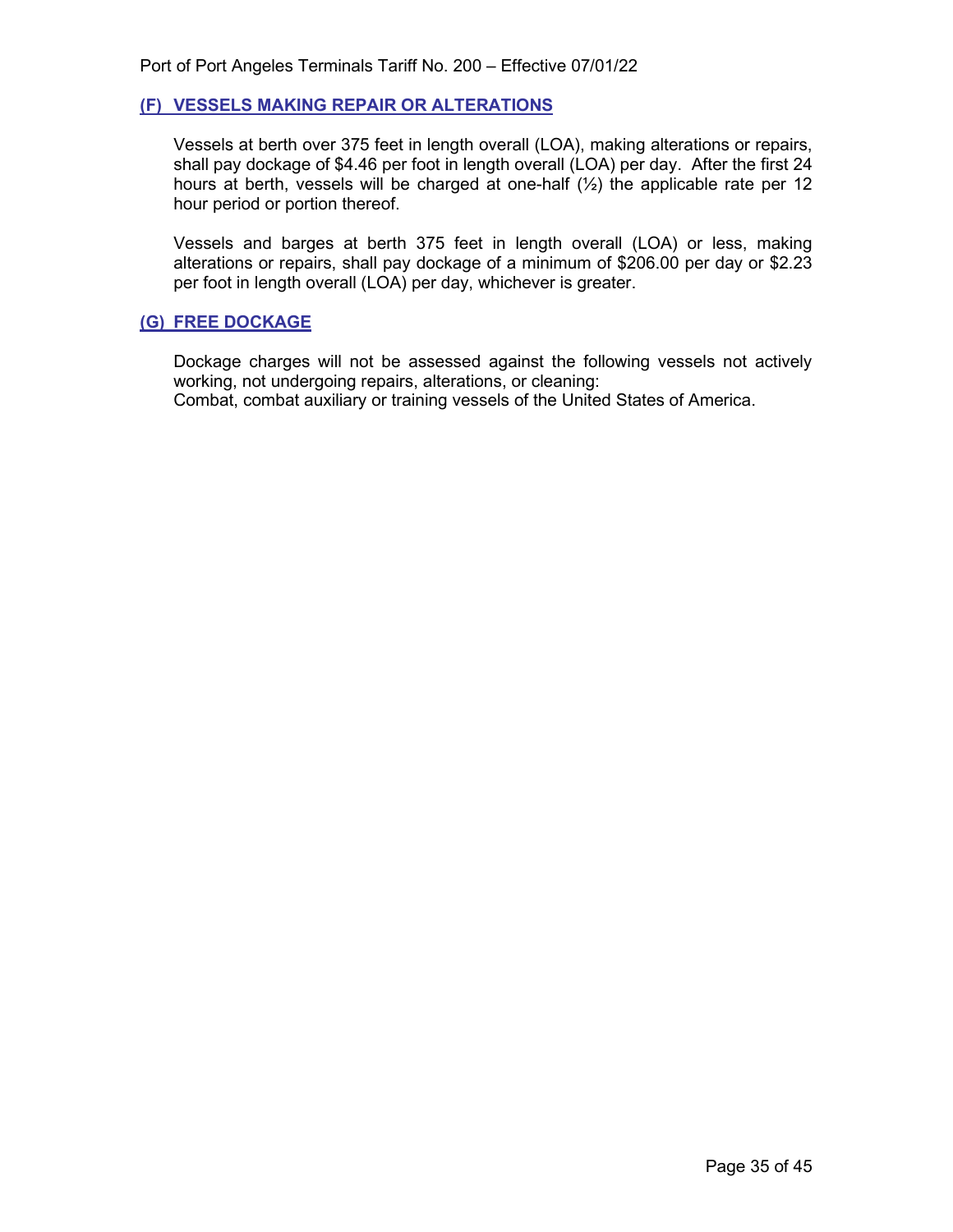## (F) VESSELS MAKING REPAIR OR ALTERATIONS

Vessels at berth over 375 feet in length overall (LOA), making alterations or repairs, shall pay dockage of $4.46 per foot in length overall (LOA) per day. After the first 24 hours at berth, vessels will be charged at one-half (½) the applicable rate per 12 hour period or portion thereof.

Vessels and barges at berth 375 feet in length overall (LOA) or less, making alterations or repairs, shall pay dockage of a minimum of $206.00 per day or $2.23 per foot in length overall (LOA) per day, whichever is greater.

## (G) FREE DOCKAGE

Dockage charges will not be assessed against the following vessels not actively working, not undergoing repairs, alterations, or cleaning:
Combat, combat auxiliary or training vessels of the United States of America.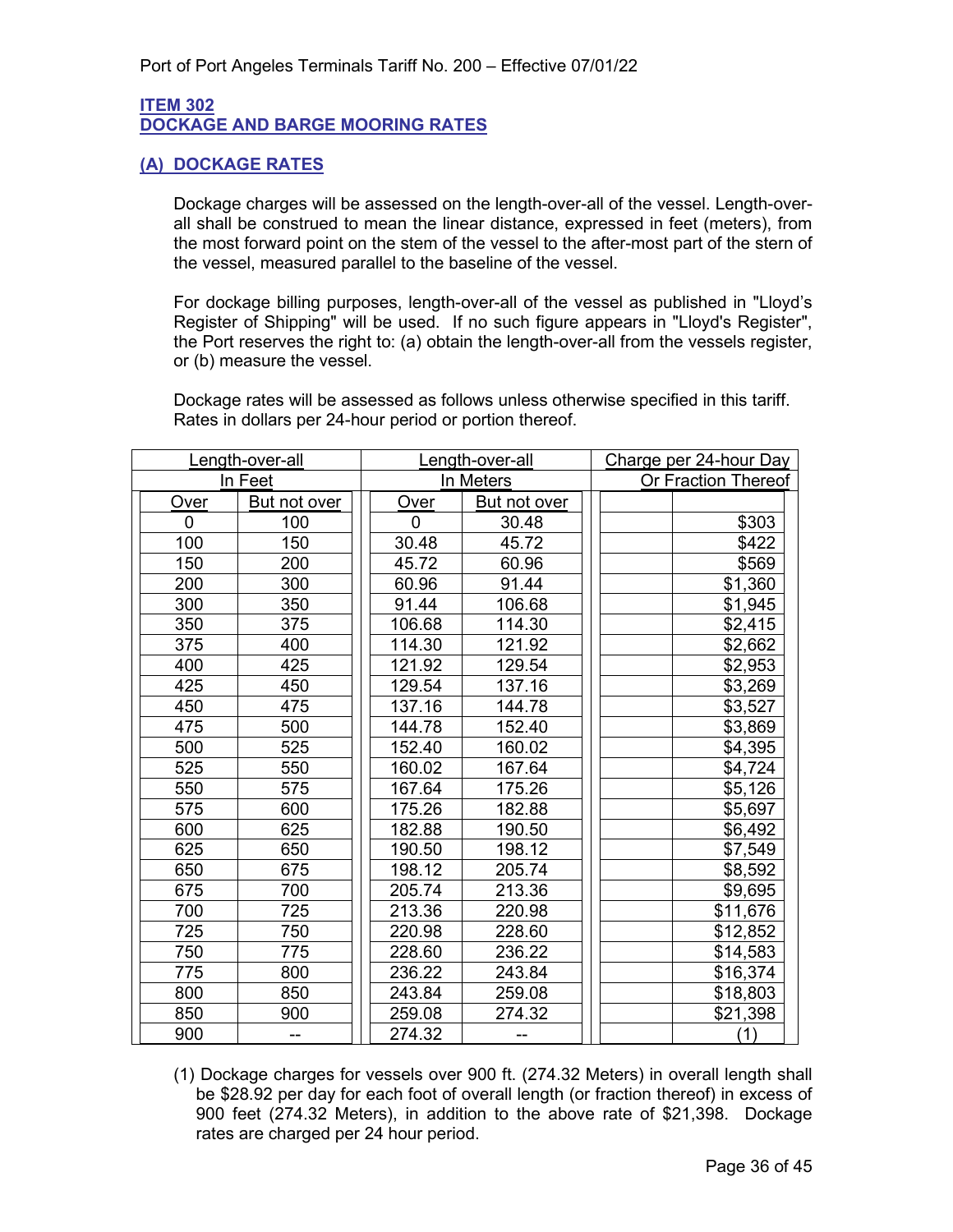## ITEM 302
## DOCKAGE AND BARGE MOORING RATES

### (A) DOCKAGE RATES

Dockage charges will be assessed on the length-over-all of the vessel. Length-over-all shall be construed to mean the linear distance, expressed in feet (meters), from the most forward point on the stem of the vessel to the after-most part of the stern of the vessel, measured parallel to the baseline of the vessel.

For dockage billing purposes, length-over-all of the vessel as published in "Lloyd's Register of Shipping" will be used. If no such figure appears in "Lloyd's Register", the Port reserves the right to: (a) obtain the length-over-all from the vessels register, or (b) measure the vessel.

Dockage rates will be assessed as follows unless otherwise specified in this tariff. Rates in dollars per 24-hour period or portion thereof.

| Length-over-all In Feet | | Length-over-all In Meters | | Charge per 24-hour Day Or Fraction Thereof |
|---|---|---|---|---|
| Over | But not over | Over | But not over | |
| 0 | 100 | 0 | 30.48 | $303 |
| 100 | 150 | 30.48 | 45.72 | $422 |
| 150 | 200 | 45.72 | 60.96 | $569 |
| 200 | 300 | 60.96 | 91.44 | $1,360 |
| 300 | 350 | 91.44 | 106.68 | $1,945 |
| 350 | 375 | 106.68 | 114.30 | $2,415 |
| 375 | 400 | 114.30 | 121.92 | $2,662 |
| 400 | 425 | 121.92 | 129.54 | $2,953 |
| 425 | 450 | 129.54 | 137.16 | $3,269 |
| 450 | 475 | 137.16 | 144.78 | $3,527 |
| 475 | 500 | 144.78 | 152.40 | $3,869 |
| 500 | 525 | 152.40 | 160.02 | $4,395 |
| 525 | 550 | 160.02 | 167.64 | $4,724 |
| 550 | 575 | 167.64 | 175.26 | $5,126 |
| 575 | 600 | 175.26 | 182.88 | $5,697 |
| 600 | 625 | 182.88 | 190.50 | $6,492 |
| 625 | 650 | 190.50 | 198.12 | $7,549 |
| 650 | 675 | 198.12 | 205.74 | $8,592 |
| 675 | 700 | 205.74 | 213.36 | $9,695 |
| 700 | 725 | 213.36 | 220.98 | $11,676 |
| 725 | 750 | 220.98 | 228.60 | $12,852 |
| 750 | 775 | 228.60 | 236.22 | $14,583 |
| 775 | 800 | 236.22 | 243.84 | $16,374 |
| 800 | 850 | 243.84 | 259.08 | $18,803 |
| 850 | 900 | 259.08 | 274.32 | $21,398 |
| 900 | -- | 274.32 | -- | (1) |

(1) Dockage charges for vessels over 900 ft. (274.32 Meters) in overall length shall be $28.92 per day for each foot of overall length (or fraction thereof) in excess of 900 feet (274.32 Meters), in addition to the above rate of $21,398. Dockage rates are charged per 24 hour period.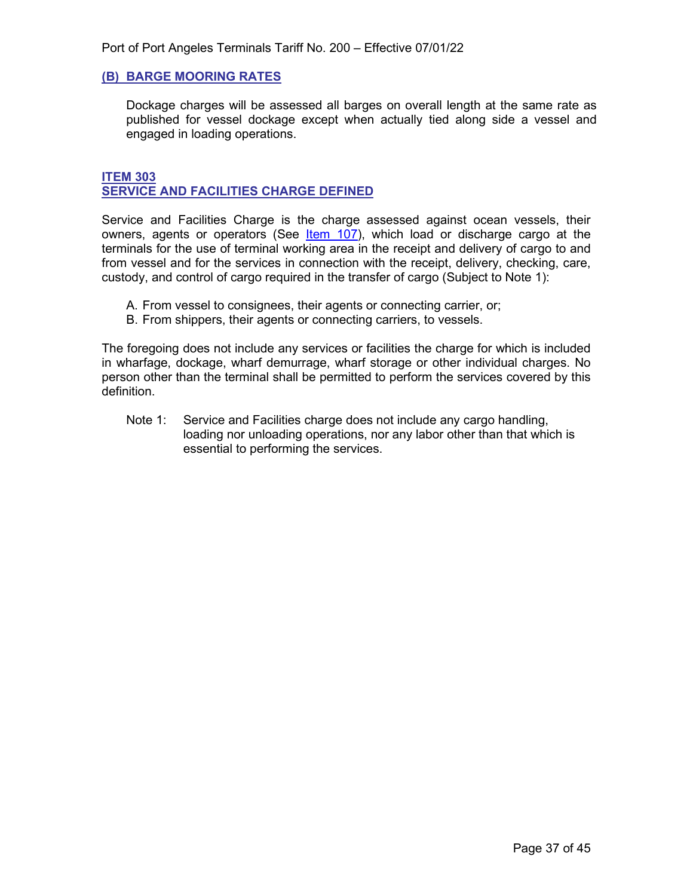### (B) BARGE MOORING RATES

Dockage charges will be assessed all barges on overall length at the same rate as published for vessel dockage except when actually tied along side a vessel and engaged in loading operations.

## ITEM 303
## SERVICE AND FACILITIES CHARGE DEFINED

Service and Facilities Charge is the charge assessed against ocean vessels, their owners, agents or operators (See Item 107), which load or discharge cargo at the terminals for the use of terminal working area in the receipt and delivery of cargo to and from vessel and for the services in connection with the receipt, delivery, checking, care, custody, and control of cargo required in the transfer of cargo (Subject to Note 1):

A. From vessel to consignees, their agents or connecting carrier, or;
B. From shippers, their agents or connecting carriers, to vessels.

The foregoing does not include any services or facilities the charge for which is included in wharfage, dockage, wharf demurrage, wharf storage or other individual charges. No person other than the terminal shall be permitted to perform the services covered by this definition.

Note 1: Service and Facilities charge does not include any cargo handling, loading nor unloading operations, nor any labor other than that which is essential to performing the services.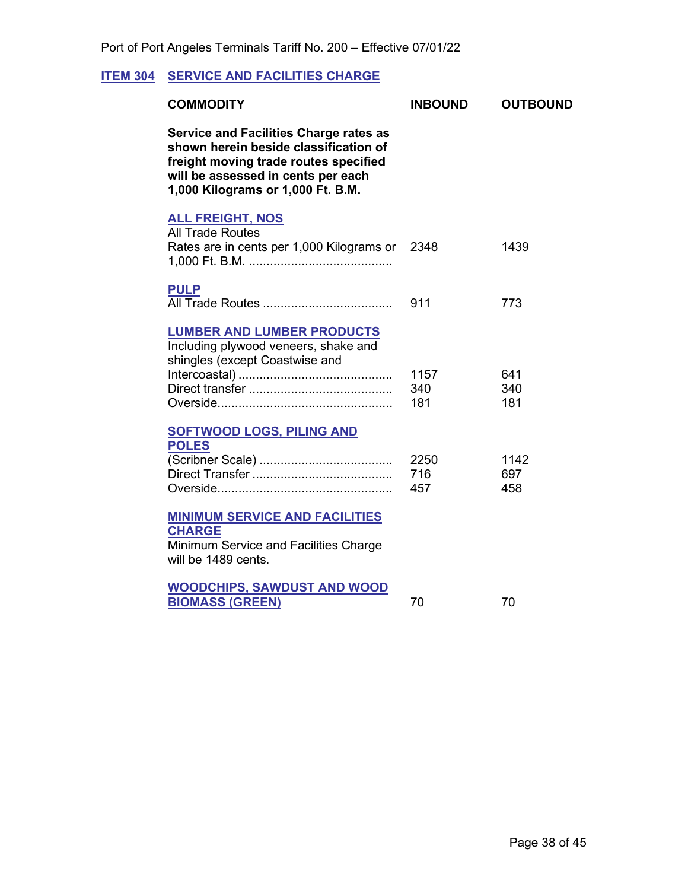## ITEM 304 SERVICE AND FACILITIES CHARGE

| COMMODITY | INBOUND | OUTBOUND |
|---|---|---|
| **Service and Facilities Charge rates as shown herein beside classification of freight moving trade routes specified will be assessed in cents per each 1,000 Kilograms or 1,000 Ft. B.M.** | | |
| **ALL FREIGHT, NOS** | | |
| All Trade Routes | | |
| Rates are in cents per 1,000 Kilograms or 1,000 Ft. B.M. ........................................ | 2348 | 1439 |
| **PULP** | | |
| All Trade Routes .................................... | 911 | 773 |
| **LUMBER AND LUMBER PRODUCTS** | | |
| Including plywood veneers, shake and shingles (except Coastwise and Intercoastal) ........................................... | 1157 | 641 |
| Direct transfer ........................................ | 340 | 340 |
| Overside................................................. | 181 | 181 |
| **SOFTWOOD LOGS, PILING AND POLES** | | |
| (Scribner Scale) ..................................... | 2250 | 1142 |
| Direct Transfer ....................................... | 716 | 697 |
| Overside................................................. | 457 | 458 |
| **MINIMUM SERVICE AND FACILITIES CHARGE** | | |
| Minimum Service and Facilities Charge will be 1489 cents. | | |
| **WOODCHIPS, SAWDUST AND WOOD BIOMASS (GREEN)** | 70 | 70 |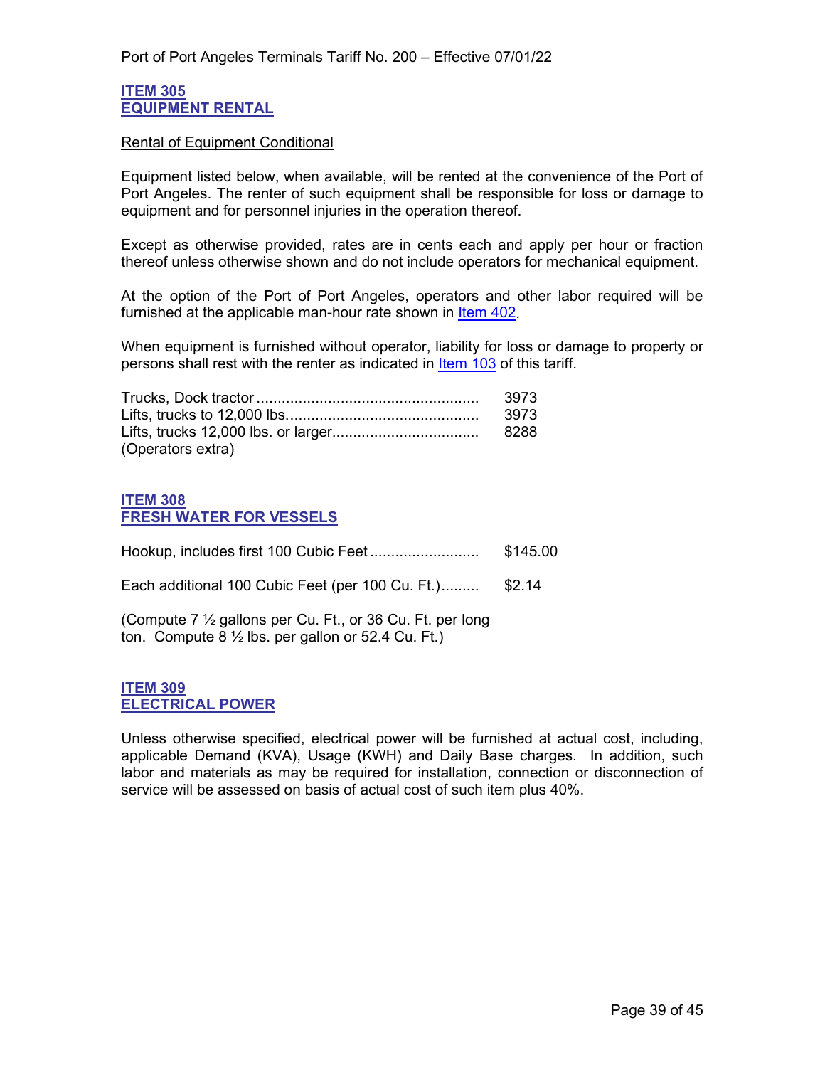## ITEM 305
## EQUIPMENT RENTAL

Rental of Equipment Conditional

Equipment listed below, when available, will be rented at the convenience of the Port of Port Angeles. The renter of such equipment shall be responsible for loss or damage to equipment and for personnel injuries in the operation thereof.

Except as otherwise provided, rates are in cents each and apply per hour or fraction thereof unless otherwise shown and do not include operators for mechanical equipment.

At the option of the Port of Port Angeles, operators and other labor required will be furnished at the applicable man-hour rate shown in Item 402.

When equipment is furnished without operator, liability for loss or damage to property or persons shall rest with the renter as indicated in Item 103 of this tariff.

| | |
|---|---|
| Trucks, Dock tractor | 3973 |
| Lifts, trucks to 12,000 lbs. | 3973 |
| Lifts, trucks 12,000 lbs. or larger | 8288 |

(Operators extra)

## ITEM 308
## FRESH WATER FOR VESSELS

| | |
|---|---|
| Hookup, includes first 100 Cubic Feet | $145.00 |
| Each additional 100 Cubic Feet (per 100 Cu. Ft.) | $2.14 |

(Compute 7 ½ gallons per Cu. Ft., or 36 Cu. Ft. per long ton. Compute 8 ½ lbs. per gallon or 52.4 Cu. Ft.)

## ITEM 309
## ELECTRICAL POWER

Unless otherwise specified, electrical power will be furnished at actual cost, including, applicable Demand (KVA), Usage (KWH) and Daily Base charges. In addition, such labor and materials as may be required for installation, connection or disconnection of service will be assessed on basis of actual cost of such item plus 40%.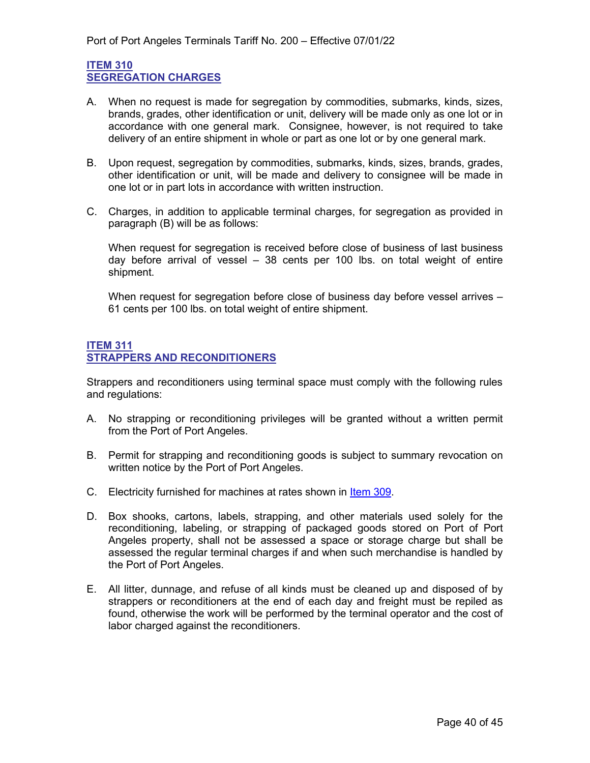## ITEM 310
## SEGREGATION CHARGES

A. When no request is made for segregation by commodities, submarks, kinds, sizes, brands, grades, other identification or unit, delivery will be made only as one lot or in accordance with one general mark. Consignee, however, is not required to take delivery of an entire shipment in whole or part as one lot or by one general mark.

B. Upon request, segregation by commodities, submarks, kinds, sizes, brands, grades, other identification or unit, will be made and delivery to consignee will be made in one lot or in part lots in accordance with written instruction.

C. Charges, in addition to applicable terminal charges, for segregation as provided in paragraph (B) will be as follows:

   When request for segregation is received before close of business of last business day before arrival of vessel – 38 cents per 100 lbs. on total weight of entire shipment.

   When request for segregation before close of business day before vessel arrives – 61 cents per 100 lbs. on total weight of entire shipment.

## ITEM 311
## STRAPPERS AND RECONDITIONERS

Strappers and reconditioners using terminal space must comply with the following rules and regulations:

A. No strapping or reconditioning privileges will be granted without a written permit from the Port of Port Angeles.

B. Permit for strapping and reconditioning goods is subject to summary revocation on written notice by the Port of Port Angeles.

C. Electricity furnished for machines at rates shown in Item 309.

D. Box shooks, cartons, labels, strapping, and other materials used solely for the reconditioning, labeling, or strapping of packaged goods stored on Port of Port Angeles property, shall not be assessed a space or storage charge but shall be assessed the regular terminal charges if and when such merchandise is handled by the Port of Port Angeles.

E. All litter, dunnage, and refuse of all kinds must be cleaned up and disposed of by strappers or reconditioners at the end of each day and freight must be repiled as found, otherwise the work will be performed by the terminal operator and the cost of labor charged against the reconditioners.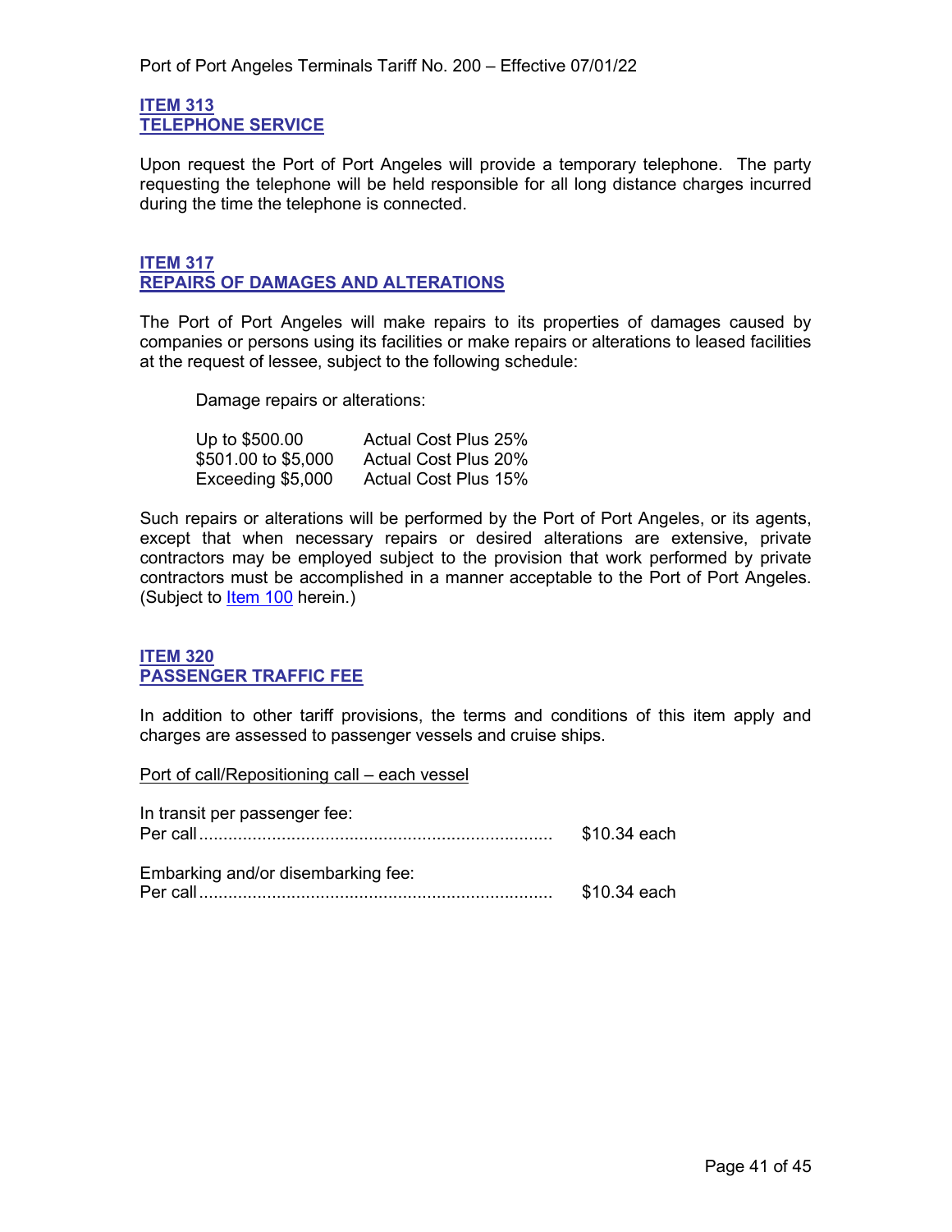## ITEM 313
## TELEPHONE SERVICE

Upon request the Port of Port Angeles will provide a temporary telephone. The party requesting the telephone will be held responsible for all long distance charges incurred during the time the telephone is connected.

## ITEM 317
## REPAIRS OF DAMAGES AND ALTERATIONS

The Port of Port Angeles will make repairs to its properties of damages caused by companies or persons using its facilities or make repairs or alterations to leased facilities at the request of lessee, subject to the following schedule:

Damage repairs or alterations:

| | |
|---|---|
| Up to $500.00 | Actual Cost Plus 25% |
| $501.00 to $5,000 | Actual Cost Plus 20% |
| Exceeding $5,000 | Actual Cost Plus 15% |

Such repairs or alterations will be performed by the Port of Port Angeles, or its agents, except that when necessary repairs or desired alterations are extensive, private contractors may be employed subject to the provision that work performed by private contractors must be accomplished in a manner acceptable to the Port of Port Angeles. (Subject to Item 100 herein.)

## ITEM 320
## PASSENGER TRAFFIC FEE

In addition to other tariff provisions, the terms and conditions of this item apply and charges are assessed to passenger vessels and cruise ships.

Port of call/Repositioning call – each vessel

In transit per passenger fee:
Per call........................................................................ $10.34 each

Embarking and/or disembarking fee:
Per call........................................................................ $10.34 each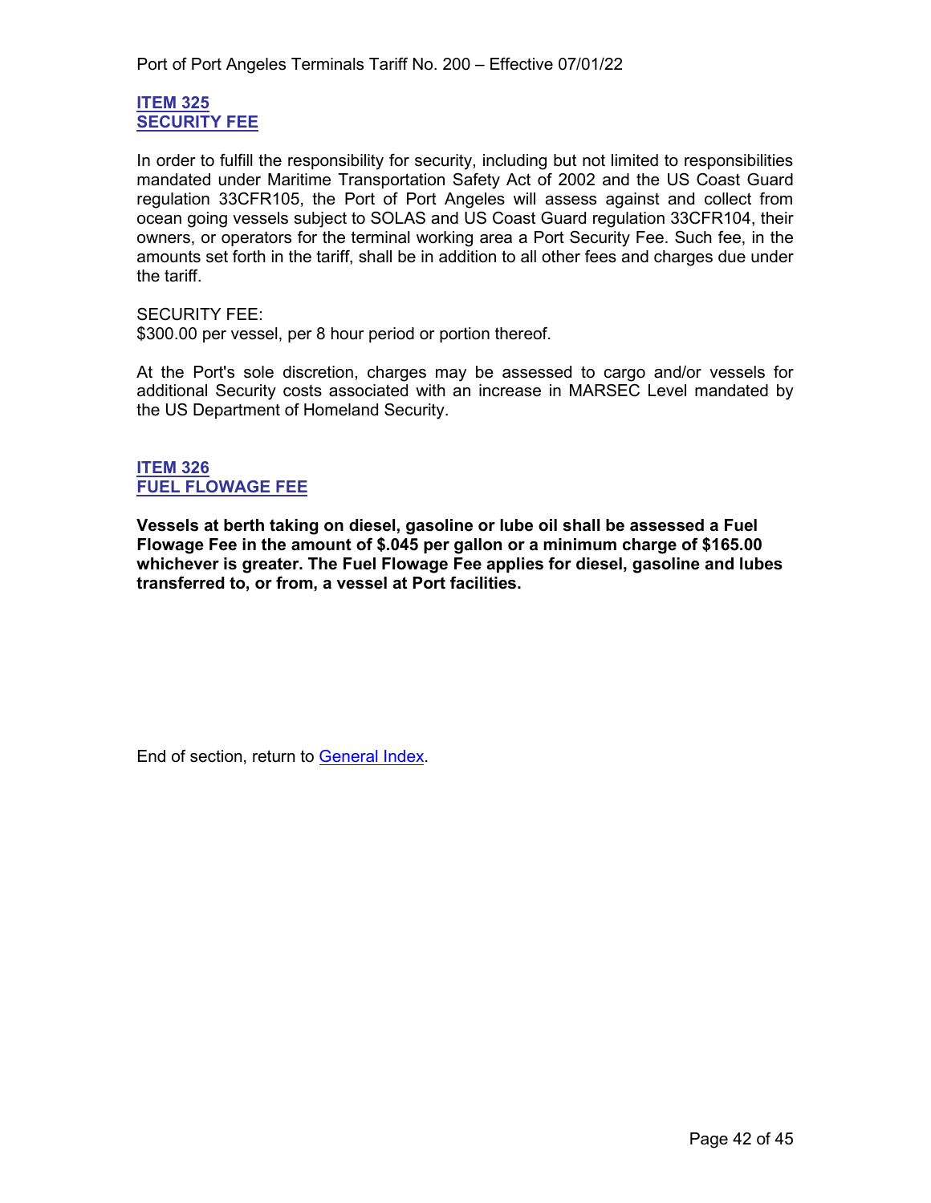## ITEM 325
## SECURITY FEE

In order to fulfill the responsibility for security, including but not limited to responsibilities mandated under Maritime Transportation Safety Act of 2002 and the US Coast Guard regulation 33CFR105, the Port of Port Angeles will assess against and collect from ocean going vessels subject to SOLAS and US Coast Guard regulation 33CFR104, their owners, or operators for the terminal working area a Port Security Fee. Such fee, in the amounts set forth in the tariff, shall be in addition to all other fees and charges due under the tariff.

SECURITY FEE:
$300.00 per vessel, per 8 hour period or portion thereof.

At the Port's sole discretion, charges may be assessed to cargo and/or vessels for additional Security costs associated with an increase in MARSEC Level mandated by the US Department of Homeland Security.

## ITEM 326
## FUEL FLOWAGE FEE

**Vessels at berth taking on diesel, gasoline or lube oil shall be assessed a Fuel Flowage Fee in the amount of $.045 per gallon or a minimum charge of $165.00 whichever is greater. The Fuel Flowage Fee applies for diesel, gasoline and lubes transferred to, or from, a vessel at Port facilities.**

End of section, return to General Index.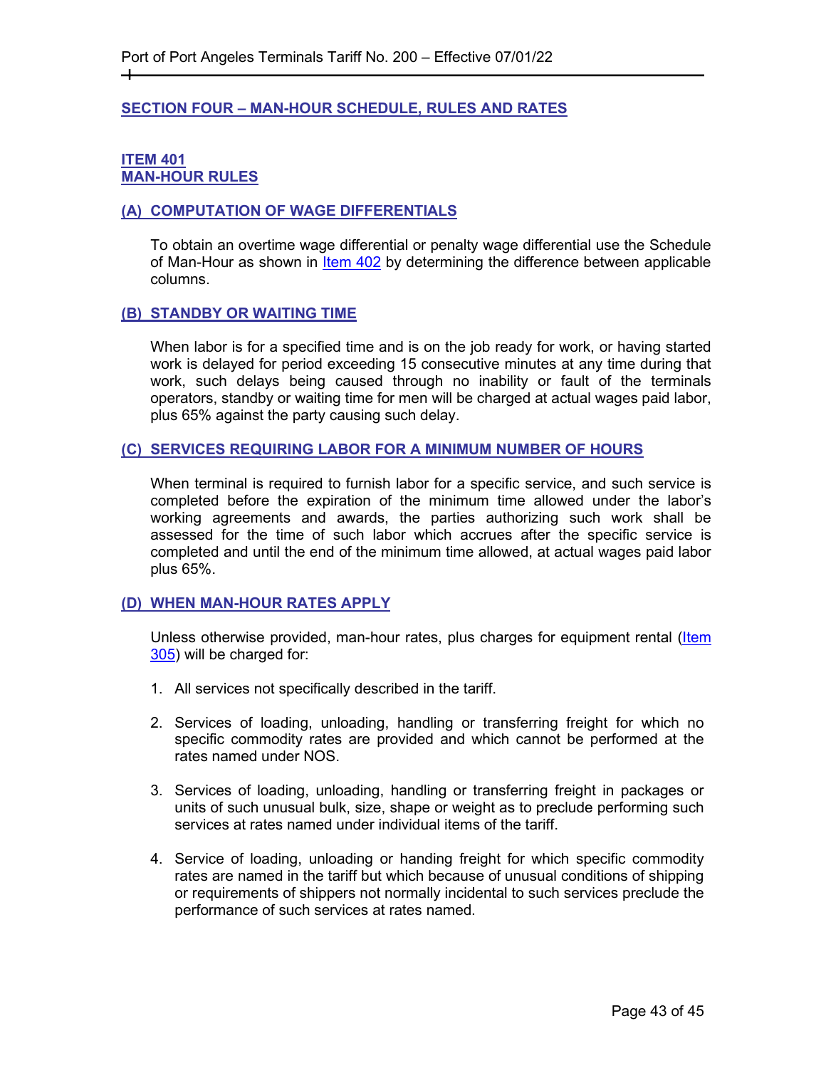## SECTION FOUR – MAN-HOUR SCHEDULE, RULES AND RATES

### ITEM 401
### MAN-HOUR RULES

#### (A) COMPUTATION OF WAGE DIFFERENTIALS

To obtain an overtime wage differential or penalty wage differential use the Schedule of Man-Hour as shown in Item 402 by determining the difference between applicable columns.

#### (B) STANDBY OR WAITING TIME

When labor is for a specified time and is on the job ready for work, or having started work is delayed for period exceeding 15 consecutive minutes at any time during that work, such delays being caused through no inability or fault of the terminals operators, standby or waiting time for men will be charged at actual wages paid labor, plus 65% against the party causing such delay.

#### (C) SERVICES REQUIRING LABOR FOR A MINIMUM NUMBER OF HOURS

When terminal is required to furnish labor for a specific service, and such service is completed before the expiration of the minimum time allowed under the labor's working agreements and awards, the parties authorizing such work shall be assessed for the time of such labor which accrues after the specific service is completed and until the end of the minimum time allowed, at actual wages paid labor plus 65%.

#### (D) WHEN MAN-HOUR RATES APPLY

Unless otherwise provided, man-hour rates, plus charges for equipment rental (Item 305) will be charged for:

1. All services not specifically described in the tariff.
2. Services of loading, unloading, handling or transferring freight for which no specific commodity rates are provided and which cannot be performed at the rates named under NOS.
3. Services of loading, unloading, handling or transferring freight in packages or units of such unusual bulk, size, shape or weight as to preclude performing such services at rates named under individual items of the tariff.
4. Service of loading, unloading or handing freight for which specific commodity rates are named in the tariff but which because of unusual conditions of shipping or requirements of shippers not normally incidental to such services preclude the performance of such services at rates named.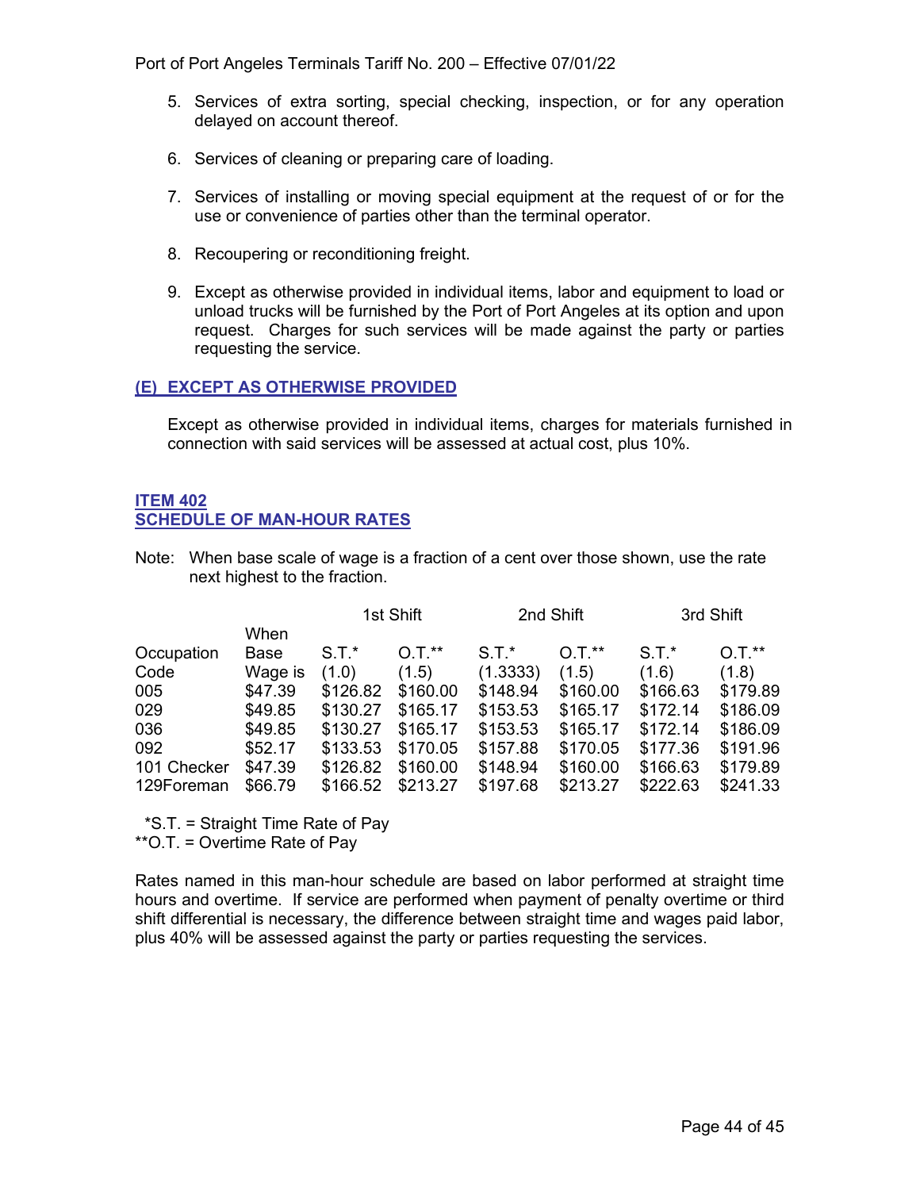5. Services of extra sorting, special checking, inspection, or for any operation delayed on account thereof.

6. Services of cleaning or preparing care of loading.

7. Services of installing or moving special equipment at the request of or for the use or convenience of parties other than the terminal operator.

8. Recoupering or reconditioning freight.

9. Except as otherwise provided in individual items, labor and equipment to load or unload trucks will be furnished by the Port of Port Angeles at its option and upon request. Charges for such services will be made against the party or parties requesting the service.

## (E) EXCEPT AS OTHERWISE PROVIDED

Except as otherwise provided in individual items, charges for materials furnished in connection with said services will be assessed at actual cost, plus 10%.

## ITEM 402
## SCHEDULE OF MAN-HOUR RATES

Note: When base scale of wage is a fraction of a cent over those shown, use the rate next highest to the fraction.

| | | 1st Shift | | 2nd Shift | | 3rd Shift | |
|---|---|---|---|---|---|---|---|
| Occupation Code | When Base Wage is | S.T.* (1.0) | O.T.** (1.5) | S.T.* (1.3333) | O.T.** (1.5) | S.T.* (1.6) | O.T.** (1.8) |
| 005 | $47.39 | $126.82 | $160.00 | $148.94 | $160.00 | $166.63 | $179.89 |
| 029 | $49.85 | $130.27 | $165.17 | $153.53 | $165.17 | $172.14 | $186.09 |
| 036 | $49.85 | $130.27 | $165.17 | $153.53 | $165.17 | $172.14 | $186.09 |
| 092 | $52.17 | $133.53 | $170.05 | $157.88 | $170.05 | $177.36 | $191.96 |
| 101 Checker | $47.39 | $126.82 | $160.00 | $148.94 | $160.00 | $166.63 | $179.89 |
| 129Foreman | $66.79 | $166.52 | $213.27 | $197.68 | $213.27 | $222.63 | $241.33 |

*S.T. = Straight Time Rate of Pay
**O.T. = Overtime Rate of Pay

Rates named in this man-hour schedule are based on labor performed at straight time hours and overtime. If service are performed when payment of penalty overtime or third shift differential is necessary, the difference between straight time and wages paid labor, plus 40% will be assessed against the party or parties requesting the services.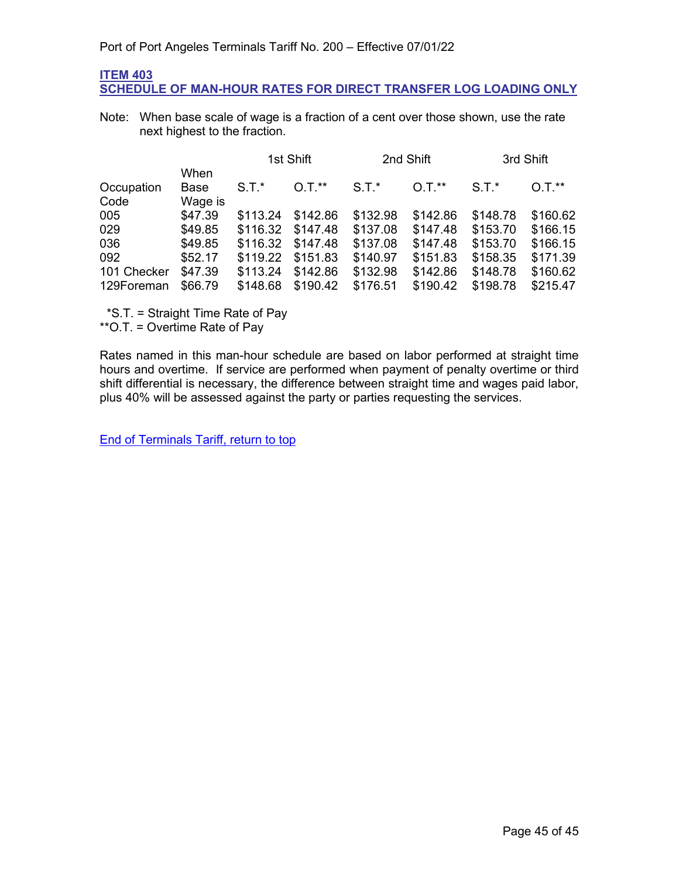## ITEM 403
## SCHEDULE OF MAN-HOUR RATES FOR DIRECT TRANSFER LOG LOADING ONLY

Note: When base scale of wage is a fraction of a cent over those shown, use the rate next highest to the fraction.

| Occupation Code | When Base Wage is | 1st Shift | | 2nd Shift | | 3rd Shift | |
|---|---|---|---|---|---|---|---|
| | | S.T.* | O.T.** | S.T.* | O.T.** | S.T.* | O.T.** |
| 005 | $47.39 | $113.24 | $142.86 | $132.98 | $142.86 | $148.78 | $160.62 |
| 029 | $49.85 | $116.32 | $147.48 | $137.08 | $147.48 | $153.70 | $166.15 |
| 036 | $49.85 | $116.32 | $147.48 | $137.08 | $147.48 | $153.70 | $166.15 |
| 092 | $52.17 | $119.22 | $151.83 | $140.97 | $151.83 | $158.35 | $171.39 |
| 101 Checker | $47.39 | $113.24 | $142.86 | $132.98 | $142.86 | $148.78 | $160.62 |
| 129Foreman | $66.79 | $148.68 | $190.42 | $176.51 | $190.42 | $198.78 | $215.47 |

*S.T. = Straight Time Rate of Pay
**O.T. = Overtime Rate of Pay

Rates named in this man-hour schedule are based on labor performed at straight time hours and overtime. If service are performed when payment of penalty overtime or third shift differential is necessary, the difference between straight time and wages paid labor, plus 40% will be assessed against the party or parties requesting the services.

End of Terminals Tariff, return to top